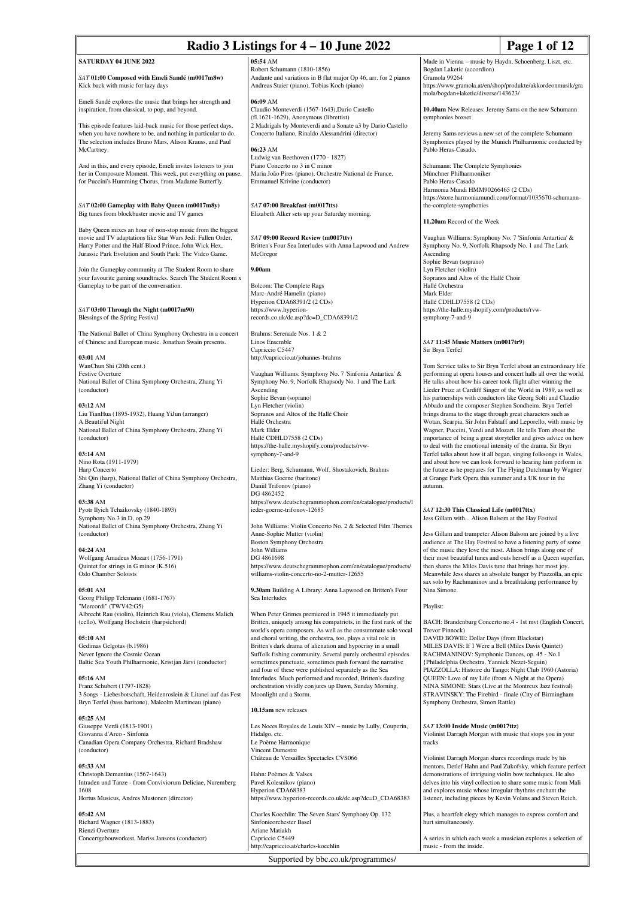# Radio 3 Listings for 4 – 10 June 2022

## SATURDAY 04 JUNE 2022

### *SAT* 01:00 Composed with Emeli Sandé (m0017m8w)

Kick back with music for lazy days

Emeli Sandé explores the music that brings her strength and inspiration, from classical, to pop, and beyond.

This episode features laid-back music for those perfect days, when you have nowhere to be, and nothing in particular to do. The selection includes Bruno Mars, Alison Krauss, and Paul McCartney.

And in this, and every episode, Emeli invites listeners to join her in Composure Moment. This week, put everything on pause, for Puccini's Humming Chorus, from Madame Butterfly.

### *SAT* 02:00 Gameplay with Baby Queen (m0017m8y)

Big tunes from blockbuster movie and TV games

Baby Queen mixes an hour of non-stop music from the biggest movie and TV adaptations like Star Wars Jedi: Fallen Order, Harry Potter and the Half Blood Prince, John Wick Hex, Jurassic Park Evolution and South Park: The Video Game.

Join the Gameplay community at The Student Room to share your favourite gaming soundtracks. Search The Student Room x Gameplay to be part of the conversation.

### *SAT* 03:00 Through the Night (m0017m90)

Blessings of the Spring Festival

The National Ballet of China Symphony Orchestra in a concert of Chinese and European music. Jonathan Swain presents.

**03:01** AM
WanChun Shi (20th cent.)
Festive Overture
National Ballet of China Symphony Orchestra, Zhang Yi (conductor)

**03:12** AM
Liu TianHua (1895-1932), Huang YiJun (arranger)
A Beautiful Night
National Ballet of China Symphony Orchestra, Zhang Yi (conductor)

**03:14** AM
Nino Rota (1911-1979)
Harp Concerto
Shi Qin (harp), National Ballet of China Symphony Orchestra, Zhang Yi (conductor)

**03:38** AM
Pyotr Ilyich Tchaikovsky (1840-1893)
Symphony No.3 in D, op.29
National Ballet of China Symphony Orchestra, Zhang Yi (conductor)

**04:24** AM
Wolfgang Amadeus Mozart (1756-1791)
Quintet for strings in G minor (K.516)
Oslo Chamber Soloists

**05:01** AM
Georg Philipp Telemann (1681-1767)
"Mercordi" (TWV42:G5)
Albrecht Rau (violin), Heinrich Rau (viola), Clemens Malich (cello), Wolfgang Hochstein (harpsichord)

**05:10** AM
Gedimas Gelgotas (b.1986)
Never Ignore the Cosmic Ocean
Baltic Sea Youth Philharmonic, Kristjan Järvi (conductor)

**05:16** AM
Franz Schubert (1797-1828)
3 Songs - Liebesbotschaft, Heidenroslein & Litanei auf das Fest
Bryn Terfel (bass baritone), Malcolm Martineau (piano)

**05:25** AM
Giuseppe Verdi (1813-1901)
Giovanna d'Arco - Sinfonia
Canadian Opera Company Orchestra, Richard Bradshaw (conductor)

**05:33** AM
Christoph Demantius (1567-1643)
Intraden und Tanze - from Conviviorum Deliciae, Nuremberg 1608
Hortus Musicus, Andres Mustonen (director)

**05:42** AM
Richard Wagner (1813-1883)
Rienzi Overture
Concertgebouworkest, Mariss Jansons (conductor)

**05:54** AM
Robert Schumann (1810-1856)
Andante and variations in B flat major Op 46, arr. for 2 pianos
Andreas Staier (piano), Tobias Koch (piano)

**06:09** AM
Claudio Monteverdi (1567-1643),Dario Castello (fl.1621-1629), Anonymous (librettist)
2 Madrigals by Monteverdi and a Sonate a3 by Dario Castello
Concerto Italiano, Rinaldo Alessandrini (director)

**06:23** AM
Ludwig van Beethoven (1770 - 1827)
Piano Concerto no 3 in C minor
Maria João Pires (piano), Orchestre National de France, Emmanuel Krivine (conductor)

### *SAT* 07:00 Breakfast (m0017tts)

Elizabeth Alker sets up your Saturday morning.

### *SAT* 09:00 Record Review (m0017ttv)

Britten's Four Sea Interludes with Anna Lapwood and Andrew McGregor

**9.00am**

Bolcom: The Complete Rags
Marc-André Hamelin (piano)
Hyperion CDA68391/2 (2 CDs)
https://www.hyperion-records.co.uk/dc.asp?dc=D_CDA68391/2

Brahms: Serenade Nos. 1 & 2
Linos Ensemble
Capriccio C5447
http://capriccio.at/johannes-brahms

Vaughan Williams: Symphony No. 7 'Sinfonia Antartica' & Symphony No. 9, Norfolk Rhapsody No. 1 and The Lark Ascending
Sophie Bevan (soprano)
Lyn Fletcher (violin)
Sopranos and Altos of the Hallé Choir
Hallé Orchestra
Mark Elder
Hallé CDHLD7558 (2 CDs)
https://the-halle.myshopify.com/products/rvw-symphony-7-and-9

Lieder: Berg, Schumann, Wolf, Shostakovich, Brahms
Matthias Goerne (baritone)
Daniil Trifonov (piano)
DG 4862452
https://www.deutschegrammophon.com/en/catalogue/products/lieder-goerne-trifonov-12685

John Williams: Violin Concerto No. 2 & Selected Film Themes
Anne-Sophie Mutter (violin)
Boston Symphony Orchestra
John Williams
DG 4861698
https://www.deutschegrammophon.com/en/catalogue/products/williams-violin-concerto-no-2-mutter-12655

**9.30am** Building A Library: Anna Lapwood on Britten's Four Sea Interludes

When Peter Grimes premiered in 1945 it immediately put Britten, uniquely among his compatriots, in the first rank of the world's opera composers. As well as the consummate solo vocal and choral writing, the orchestra, too, plays a vital role in Britten's dark drama of alienation and hypocrisy in a small Suffolk fishing community. Several purely orchestral episodes sometimes punctuate, sometimes push forward the narrative and four of these were published separately as the Sea Interludes. Much performed and recorded, Britten's dazzling orchestration vividly conjures up Dawn, Sunday Morning, Moonlight and a Storm.

**10.15am** new releases

Les Noces Royales de Louis XIV – music by Lully, Couperin, Hidalgo, etc.
Le Poème Harmonique
Vincent Dumestre
Château de Versailles Spectacles CVS066

Hahn: Poèmes & Valses
Pavel Kolesnikov (piano)
Hyperion CDA68383
https://www.hyperion-records.co.uk/dc.asp?dc=D_CDA68383

Charles Koechlin: The Seven Stars' Symphony Op. 132
Sinfonieorchester Basel
Ariane Matiakh
Capriccio C5449
http://capriccio.at/charles-koechlin

Made in Vienna – music by Haydn, Schoenberg, Liszt, etc.
Bogdan Laketic (accordion)
Gramola 99264
https://www.gramola.at/en/shop/produkte/akkordeonmusik/gramola/bogdan+laketic/diverse/143623/

**10.40am** New Releases: Jeremy Sams on the new Schumann symphonies boxset

Jeremy Sams reviews a new set of the complete Schumann Symphonies played by the Munich Philharmonic conducted by Pablo Heras-Casado.

Schumann: The Complete Symphonies
Münchner Philharmoniker
Pablo Heras-Casado
Harmonia Mundi HMM90266465 (2 CDs)
https://store.harmoniamundi.com/format/1035670-schumann-the-complete-symphonies

**11.20am** Record of the Week

Vaughan Williams: Symphony No. 7 'Sinfonia Antartica' & Symphony No. 9, Norfolk Rhapsody No. 1 and The Lark Ascending
Sophie Bevan (soprano)
Lyn Fletcher (violin)
Sopranos and Altos of the Hallé Choir
Hallé Orchestra
Mark Elder
Hallé CDHLD7558 (2 CDs)
https://the-halle.myshopify.com/products/rvw-symphony-7-and-9

### *SAT* 11:45 Music Matters (m0017tr9)

Sir Bryn Terfel

Tom Service talks to Sir Bryn Terfel about an extraordinary life performing at opera houses and concert halls all over the world. He talks about how his career took flight after winning the Lieder Prize at Cardiff Singer of the World in 1989, as well as his partnerships with conductors like Georg Solti and Claudio Abbado and the composer Stephen Sondheim. Bryn Terfel brings drama to the stage through great characters such as Wotan, Scarpia, Sir John Falstaff and Leporello, with music by Wagner, Puccini, Verdi and Mozart. He tells Tom about the importance of being a great storyteller and gives advice on how to deal with the emotional intensity of the drama. Sir Bryn Terfel talks about how it all began, singing folksongs in Wales, and about how we can look forward to hearing him perform in the future as he prepares for The Flying Dutchman by Wagner at Grange Park Opera this summer and a UK tour in the autumn.

### *SAT* 12:30 This Classical Life (m0017ttx)

Jess Gillam with... Alison Balsom at the Hay Festival

Jess Gillam and trumpeter Alison Balsom are joined by a live audience at The Hay Festival to have a listening party of some of the music they love the most. Alison brings along one of their most beautiful tunes and outs herself as a Queen superfan, then shares the Miles Davis tune that brings her most joy. Meanwhile Jess shares an absolute banger by Piazzolla, an epic sax solo by Rachmaninov and a breathtaking performance by Nina Simone.

Playlist:

BACH: Brandenburg Concerto no.4 - 1st mvt (English Concert, Trevor Pinnock)
DAVID BOWIE: Dollar Days (from Blackstar)
MILES DAVIS: If I Were a Bell (Miles Davis Quintet)
RACHMANINOV: Symphonic Dances, op. 45 - No.1 (Philadelphia Orchestra, Yannick Nezet-Seguin)
PIAZZOLLA: Histoire du Tango: Night Club 1960 (Astoria)
QUEEN: Love of my Life (from A Night at the Opera)
NINA SIMONE: Stars (Live at the Montreux Jazz festival)
STRAVINSKY: The Firebird - finale (City of Birmingham Symphony Orchestra, Simon Rattle)

### *SAT* 13:00 Inside Music (m0017ttz)

Violinist Darragh Morgan with music that stops you in your tracks

Violinist Darragh Morgan shares recordings made by his mentors, Detlef Hahn and Paul Zukofsky, which feature perfect demonstrations of intriguing violin bow techniques. He also delves into his vinyl collection to share some music from Mali and explores music whose irregular rhythms enchant the listener, including pieces by Kevin Volans and Steven Reich.

Plus, a heartfelt elegy which manages to express comfort and hurt simultaneously.

A series in which each week a musician explores a selection of music - from the inside.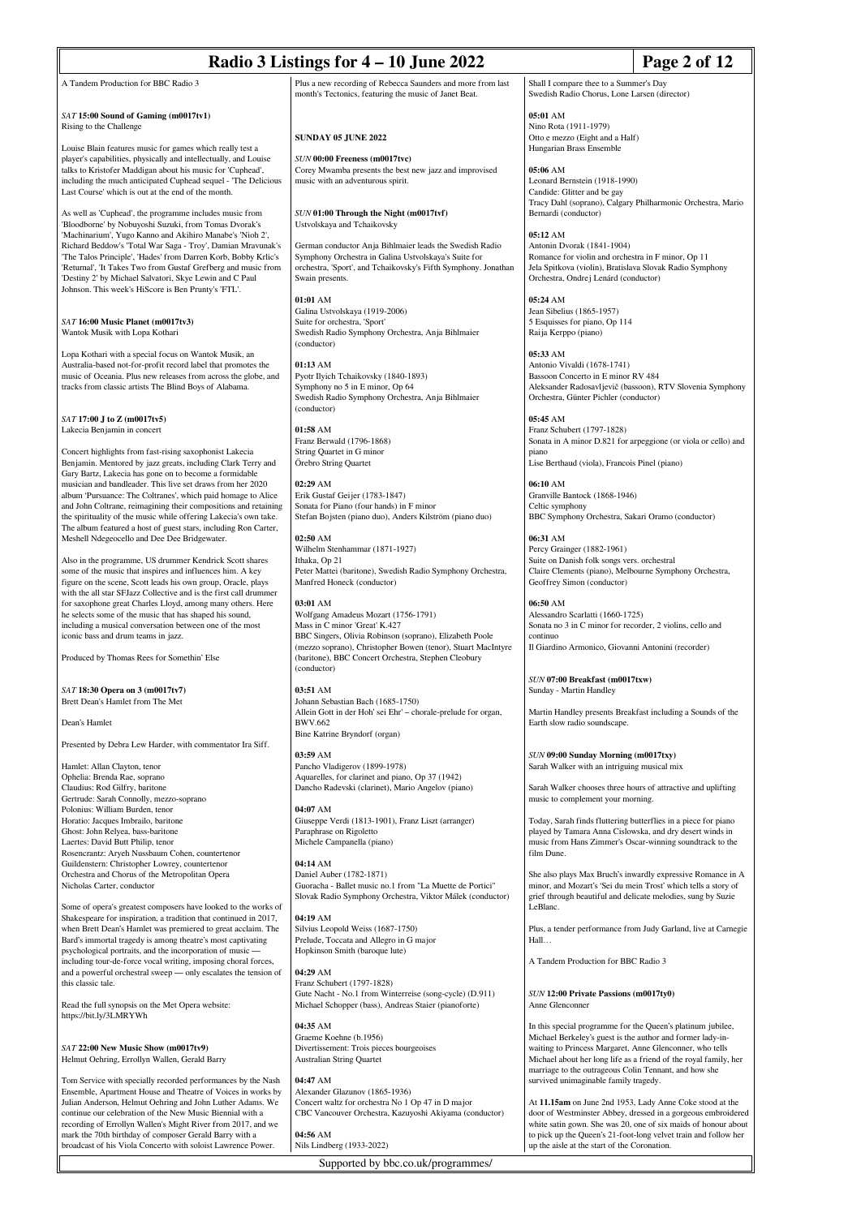A Tandem Production for BBC Radio 3

*SAT* **15:00 Sound of Gaming (m0017tv1)**
Rising to the Challenge

Louise Blain features music for games which really test a player's capabilities, physically and intellectually, and Louise talks to Kristofer Maddigan about his music for 'Cuphead', including the much anticipated Cuphead sequel - 'The Delicious Last Course' which is out at the end of the month.

As well as 'Cuphead', the programme includes music from 'Bloodborne' by Nobuyoshi Suzuki, from Tomas Dvorak's 'Machinarium', Yugo Kanno and Akihiro Manabe's 'Nioh 2', Richard Beddow's 'Total War Saga - Troy', Damian Mravunak's 'The Talos Principle', 'Hades' from Darren Korb, Bobby Krlic's 'Returnal', 'It Takes Two from Gustaf Grefberg and music from 'Destiny 2' by Michael Salvatori, Skye Lewin and C Paul Johnson. This week's HiScore is Ben Prunty's 'FTL'.

*SAT* **16:00 Music Planet (m0017tv3)**
Wantok Musik with Lopa Kothari

Lopa Kothari with a special focus on Wantok Musik, an Australia-based not-for-profit record label that promotes the music of Oceania. Plus new releases from across the globe, and tracks from classic artists The Blind Boys of Alabama.

*SAT* **17:00 J to Z (m0017tv5)**
Lakecia Benjamin in concert

Concert highlights from fast-rising saxophonist Lakecia Benjamin. Mentored by jazz greats, including Clark Terry and Gary Bartz, Lakecia has gone on to become a formidable musician and bandleader. This live set draws from her 2020 album 'Pursuance: The Coltranes', which paid homage to Alice and John Coltrane, reimagining their compositions and retaining the spirituality of the music while offering Lakecia's own take. The album featured a host of guest stars, including Ron Carter, Meshell Ndegeocello and Dee Dee Bridgewater.

Also in the programme, US drummer Kendrick Scott shares some of the music that inspires and influences him. A key figure on the scene, Scott leads his own group, Oracle, plays with the all star SFJazz Collective and is the first call drummer for saxophone great Charles Lloyd, among many others. Here he selects some of the music that has shaped his sound, including a musical conversation between one of the most iconic bass and drum teams in jazz.

Produced by Thomas Rees for Somethin' Else

*SAT* **18:30 Opera on 3 (m0017tv7)**
Brett Dean's Hamlet from The Met

Dean's Hamlet

Presented by Debra Lew Harder, with commentator Ira Siff.

Hamlet: Allan Clayton, tenor
Ophelia: Brenda Rae, soprano
Claudius: Rod Gilfry, baritone
Gertrude: Sarah Connolly, mezzo-soprano
Polonius: William Burden, tenor
Horatio: Jacques Imbrailo, baritone
Ghost: John Relyea, bass-baritone
Laertes: David Butt Philip, tenor
Rosencrantz: Aryeh Nussbaum Cohen, countertenor
Guildenstern: Christopher Lowrey, countertenor
Orchestra and Chorus of the Metropolitan Opera
Nicholas Carter, conductor

Some of opera's greatest composers have looked to the works of Shakespeare for inspiration, a tradition that continued in 2017, when Brett Dean's Hamlet was premiered to great acclaim. The Bard's immortal tragedy is among theatre's most captivating psychological portraits, and the incorporation of music — including tour-de-force vocal writing, imposing choral forces, and a powerful orchestral sweep — only escalates the tension of this classic tale.

Read the full synopsis on the Met Opera website: https://bit.ly/3LMRYWh

*SAT* **22:00 New Music Show (m0017tv9)**
Helmut Oehring, Errollyn Wallen, Gerald Barry

Tom Service with specially recorded performances by the Nash Ensemble, Apartment House and Theatre of Voices in works by Julian Anderson, Helmut Oehring and John Luther Adams. We continue our celebration of the New Music Biennial with a recording of Errollyn Wallen's Might River from 2017, and we mark the 70th birthday of composer Gerald Barry with a broadcast of his Viola Concerto with soloist Lawrence Power. Plus a new recording of Rebecca Saunders and more from last month's Tectonics, featuring the music of Janet Beat.

**SUNDAY 05 JUNE 2022**

*SUN* **00:00 Freeness (m0017tvc)**
Corey Mwamba presents the best new jazz and improvised music with an adventurous spirit.

*SUN* **01:00 Through the Night (m0017tvf)**
Ustvolskaya and Tchaikovsky

German conductor Anja Bihlmaier leads the Swedish Radio Symphony Orchestra in Galina Ustvolskaya's Suite for orchestra, 'Sport', and Tchaikovsky's Fifth Symphony. Jonathan Swain presents.

**01:01** AM
Galina Ustvolskaya (1919-2006)
Suite for orchestra, 'Sport'
Swedish Radio Symphony Orchestra, Anja Bihlmaier (conductor)

**01:13** AM
Pyotr Ilyich Tchaikovsky (1840-1893)
Symphony no 5 in E minor, Op 64
Swedish Radio Symphony Orchestra, Anja Bihlmaier (conductor)

**01:58** AM
Franz Berwald (1796-1868)
String Quartet in G minor
Örebro String Quartet

**02:29** AM
Erik Gustaf Geijer (1783-1847)
Sonata for Piano (four hands) in F minor
Stefan Bojsten (piano duo), Anders Kilström (piano duo)

**02:50** AM
Wilhelm Stenhammar (1871-1927)
Ithaka, Op 21
Peter Mattei (baritone), Swedish Radio Symphony Orchestra, Manfred Honeck (conductor)

**03:01** AM
Wolfgang Amadeus Mozart (1756-1791)
Mass in C minor 'Great' K.427
BBC Singers, Olivia Robinson (soprano), Elizabeth Poole (mezzo soprano), Christopher Bowen (tenor), Stuart MacIntyre (baritone), BBC Concert Orchestra, Stephen Cleobury (conductor)

**03:51** AM
Johann Sebastian Bach (1685-1750)
Allein Gott in der Hoh' sei Ehr' – chorale-prelude for organ, BWV.662
Bine Katrine Bryndorf (organ)

**03:59** AM
Pancho Vladigerov (1899-1978)
Aquarelles, for clarinet and piano, Op 37 (1942)
Dancho Radevski (clarinet), Mario Angelov (piano)

**04:07** AM
Giuseppe Verdi (1813-1901), Franz Liszt (arranger)
Paraphrase on Rigoletto
Michele Campanella (piano)

**04:14** AM
Daniel Auber (1782-1871)
Guaracha - Ballet music no.1 from "La Muette de Portici"
Slovak Radio Symphony Orchestra, Viktor Málek (conductor)

**04:19** AM
Silvius Leopold Weiss (1687-1750)
Prelude, Toccata and Allegro in G major
Hopkinson Smith (baroque lute)

**04:29** AM
Franz Schubert (1797-1828)
Gute Nacht - No.1 from Winterreise (song-cycle) (D.911)
Michael Schopper (bass), Andreas Staier (pianoforte)

**04:35** AM
Graeme Koehne (b.1956)
Divertissement: Trois pieces bourgeoises
Australian String Quartet

**04:47** AM
Alexander Glazunov (1865-1936)
Concert waltz for orchestra No 1 Op 47 in D major
CBC Vancouver Orchestra, Kazuyoshi Akiyama (conductor)

**04:56** AM
Nils Lindberg (1933-2022)
Shall I compare thee to a Summer's Day
Swedish Radio Chorus, Lone Larsen (director)

**05:01** AM
Nino Rota (1911-1979)
Otto e mezzo (Eight and a Half)
Hungarian Brass Ensemble

**05:06** AM
Leonard Bernstein (1918-1990)
Candide: Glitter and be gay
Tracy Dahl (soprano), Calgary Philharmonic Orchestra, Mario Bernardi (conductor)

**05:12** AM
Antonin Dvorak (1841-1904)
Romance for violin and orchestra in F minor, Op 11
Jela Spitkova (violin), Bratislava Slovak Radio Symphony Orchestra, Ondrej Lenárd (conductor)

**05:24** AM
Jean Sibelius (1865-1957)
5 Esquisses for piano, Op 114
Raija Kerppo (piano)

**05:33** AM
Antonio Vivaldi (1678-1741)
Bassoon Concerto in E minor RV 484
Aleksander Radosavljevič (bassoon), RTV Slovenia Symphony Orchestra, Günter Pichler (conductor)

**05:45** AM
Franz Schubert (1797-1828)
Sonata in A minor D.821 for arpeggione (or viola or cello) and piano
Lise Berthaud (viola), Francois Pinel (piano)

**06:10** AM
Granville Bantock (1868-1946)
Celtic symphony
BBC Symphony Orchestra, Sakari Oramo (conductor)

**06:31** AM
Percy Grainger (1882-1961)
Suite on Danish folk songs vers. orchestral
Claire Clements (piano), Melbourne Symphony Orchestra, Geoffrey Simon (conductor)

**06:50** AM
Alessandro Scarlatti (1660-1725)
Sonata no 3 in C minor for recorder, 2 violins, cello and continuo
Il Giardino Armonico, Giovanni Antonini (recorder)

*SUN* **07:00 Breakfast (m0017txw)**
Sunday - Martin Handley

Martin Handley presents Breakfast including a Sounds of the Earth slow radio soundscape.

*SUN* **09:00 Sunday Morning (m0017txy)**
Sarah Walker with an intriguing musical mix

Sarah Walker chooses three hours of attractive and uplifting music to complement your morning.

Today, Sarah finds fluttering butterflies in a piece for piano played by Tamara Anna Cislowska, and dry desert winds in music from Hans Zimmer's Oscar-winning soundtrack to the film Dune.

She also plays Max Bruch's inwardly expressive Romance in A minor, and Mozart's 'Sei du mein Trost' which tells a story of grief through beautiful and delicate melodies, sung by Suzie LeBlanc.

Plus, a tender performance from Judy Garland, live at Carnegie Hall…

A Tandem Production for BBC Radio 3

*SUN* **12:00 Private Passions (m0017ty0)**
Anne Glenconner

In this special programme for the Queen's platinum jubilee, Michael Berkeley's guest is the author and former lady-in-waiting to Princess Margaret, Anne Glenconner, who tells Michael about her long life as a friend of the royal family, her marriage to the outrageous Colin Tennant, and how she survived unimaginable family tragedy.

At **11.15am** on June 2nd 1953, Lady Anne Coke stood at the door of Westminster Abbey, dressed in a gorgeous embroidered white satin gown. She was 20, one of six maids of honour about to pick up the Queen's 21-foot-long velvet train and follow her up the aisle at the start of the Coronation.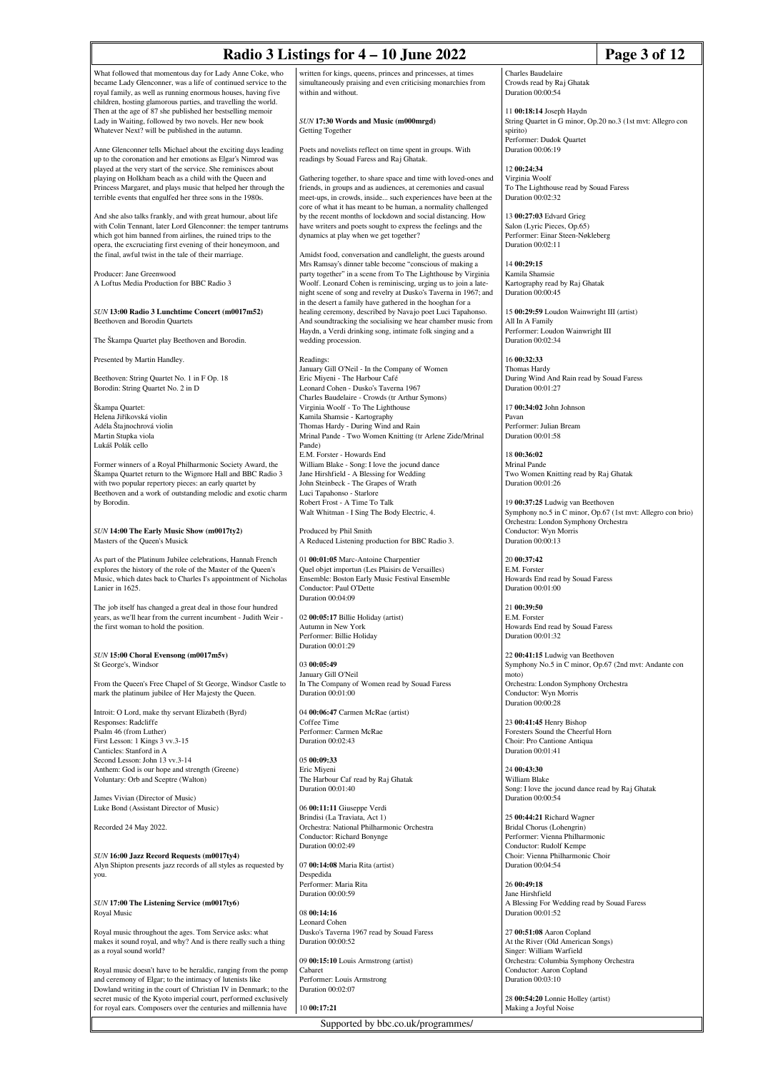What followed that momentous day for Lady Anne Coke, who became Lady Glenconner, was a life of continued service to the royal family, as well as running enormous houses, having five children, hosting glamorous parties, and travelling the world. Then at the age of 87 she published her bestselling memoir Lady in Waiting, followed by two novels. Her new book Whatever Next? will be published in the autumn.

Anne Glenconner tells Michael about the exciting days leading up to the coronation and her emotions as Elgar's Nimrod was played at the very start of the service. She reminisces about playing on Holkham beach as a child with the Queen and Princess Margaret, and plays music that helped her through the terrible events that engulfed her three sons in the 1980s.

And she also talks frankly, and with great humour, about life with Colin Tennant, later Lord Glenconner: the temper tantrums which got him banned from airlines, the ruined trips to the opera, the excruciating first evening of their honeymoon, and the final, awful twist in the tale of their marriage.

Producer: Jane Greenwood
A Loftus Media Production for BBC Radio 3

*SUN* **13:00 Radio 3 Lunchtime Concert (m0017m52)**
Beethoven and Borodin Quartets

The Škampa Quartet play Beethoven and Borodin.

Presented by Martin Handley.

Beethoven: String Quartet No. 1 in F Op. 18
Borodin: String Quartet No. 2 in D

Škampa Quartet:
Helena Jiřikovská violin
Adéla Štajnochrová violin
Martin Stupka viola
Lukáš Polák cello

Former winners of a Royal Philharmonic Society Award, the Škampa Quartet return to the Wigmore Hall and BBC Radio 3 with two popular repertory pieces: an early quartet by Beethoven and a work of outstanding melodic and exotic charm by Borodin.

*SUN* **14:00 The Early Music Show (m0017ty2)**
Masters of the Queen's Musick

As part of the Platinum Jubilee celebrations, Hannah French explores the history of the role of the Master of the Queen's Music, which dates back to Charles I's appointment of Nicholas Lanier in 1625.

The job itself has changed a great deal in those four hundred years, as we'll hear from the current incumbent - Judith Weir - the first woman to hold the position.

*SUN* **15:00 Choral Evensong (m0017m5v)**
St George's, Windsor

From the Queen's Free Chapel of St George, Windsor Castle to mark the platinum jubilee of Her Majesty the Queen.

Introit: O Lord, make thy servant Elizabeth (Byrd)
Responses: Radcliffe
Psalm 46 (from Luther)
First Lesson: 1 Kings 3 vv.3-15
Canticles: Stanford in A
Second Lesson: John 13 vv.3-14
Anthem: God is our hope and strength (Greene)
Voluntary: Orb and Sceptre (Walton)

James Vivian (Director of Music)
Luke Bond (Assistant Director of Music)

Recorded 24 May 2022.

*SUN* **16:00 Jazz Record Requests (m0017ty4)**
Alyn Shipton presents jazz records of all styles as requested by you.

*SUN* **17:00 The Listening Service (m0017ty6)**
Royal Music

Royal music throughout the ages. Tom Service asks: what makes it sound royal, and why? And is there really such a thing as a royal sound world?

Royal music doesn't have to be heraldic, ranging from the pomp and ceremony of Elgar; to the intimacy of lutenists like Dowland writing in the court of Christian IV in Denmark; to the secret music of the Kyoto imperial court, performed exclusively for royal ears. Composers over the centuries and millennia have written for kings, queens, princes and princesses, at times simultaneously praising and even criticising monarchies from within and without.

*SUN* **17:30 Words and Music (m000mrgd)**
Getting Together

Poets and novelists reflect on time spent in groups. With readings by Souad Faress and Raj Ghatak.

Gathering together, to share space and time with loved-ones and friends, in groups and as audiences, at ceremonies and casual meet-ups, in crowds, inside... such experiences have been at the core of what it has meant to be human, a normality challenged by the recent months of lockdown and social distancing. How have writers and poets sought to express the feelings and the dynamics at play when we get together?

Amidst food, conversation and candlelight, the guests around Mrs Ramsay's dinner table become "conscious of making a party together" in a scene from To The Lighthouse by Virginia Woolf. Leonard Cohen is reminiscing, urging us to join a late-night scene of song and revelry at Dusko's Taverna in 1967; and in the desert a family have gathered in the hooghan for a healing ceremony, described by Navajo poet Luci Tapahonso. And soundtracking the socialising we hear chamber music from Haydn, a Verdi drinking song, intimate folk singing and a wedding procession.

Readings:
January Gill O'Neil - In the Company of Women
Eric Miyeni - The Harbour Café
Leonard Cohen - Dusko's Taverna 1967
Charles Baudelaire - Crowds (tr Arthur Symons)
Virginia Woolf - To The Lighthouse
Kamila Shamsie - Kartography
Thomas Hardy - During Wind and Rain
Mrinal Pande - Two Women Knitting (tr Arlene Zide/Mrinal Pande)
E.M. Forster - Howards End
William Blake - Song: I love the jocund dance
Jane Hirshfield - A Blessing for Wedding
John Steinbeck - The Grapes of Wrath
Luci Tapahonso - Starlore
Robert Frost - A Time To Talk
Walt Whitman - I Sing The Body Electric, 4.

Produced by Phil Smith
A Reduced Listening production for BBC Radio 3.

01 **00:01:05** Marc-Antoine Charpentier
Quel objet importun (Les Plaisirs de Versailles)
Ensemble: Boston Early Music Festival Ensemble
Conductor: Paul O'Dette
Duration 00:04:09

02 **00:05:17** Billie Holiday (artist)
Autumn in New York
Performer: Billie Holiday
Duration 00:01:29

03 **00:05:49**
January Gill O'Neil
In The Company of Women read by Souad Faress
Duration 00:01:00

04 **00:06:47** Carmen McRae (artist)
Coffee Time
Performer: Carmen McRae
Duration 00:02:43

05 **00:09:33**
Eric Miyeni
The Harbour Caf read by Raj Ghatak
Duration 00:01:40

06 **00:11:11** Giuseppe Verdi
Brindisi (La Traviata, Act 1)
Orchestra: National Philharmonic Orchestra
Conductor: Richard Bonynge
Duration 00:02:49

07 **00:14:08** Maria Rita (artist)
Despedida
Performer: Maria Rita
Duration 00:00:59

08 **00:14:16**
Leonard Cohen
Dusko's Taverna 1967 read by Souad Faress
Duration 00:00:52

09 **00:15:10** Louis Armstrong (artist)
Cabaret
Performer: Louis Armstrong
Duration 00:02:07

10 **00:17:21**
Charles Baudelaire
Crowds read by Raj Ghatak
Duration 00:00:54

11 **00:18:14** Joseph Haydn
String Quartet in G minor, Op.20 no.3 (1st mvt: Allegro con spirito)
Performer: Dudok Quartet
Duration 00:06:19

12 **00:24:34**
Virginia Woolf
To The Lighthouse read by Souad Faress
Duration 00:02:32

13 **00:27:03** Edvard Grieg
Salon (Lyric Pieces, Op.65)
Performer: Einar Steen-Nøkleberg
Duration 00:02:11

14 **00:29:15**
Kamila Shamsie
Kartography read by Raj Ghatak
Duration 00:00:45

15 **00:29:59** Loudon Wainwright III (artist)
All In A Family
Performer: Loudon Wainwright III
Duration 00:02:34

16 **00:32:33**
Thomas Hardy
During Wind And Rain read by Souad Faress
Duration 00:01:27

17 **00:34:02** John Johnson
Pavan
Performer: Julian Bream
Duration 00:01:58

18 **00:36:02**
Mrinal Pande
Two Women Knitting read by Raj Ghatak
Duration 00:01:26

19 **00:37:25** Ludwig van Beethoven
Symphony no.5 in C minor, Op.67 (1st mvt: Allegro con brio)
Orchestra: London Symphony Orchestra
Conductor: Wyn Morris
Duration 00:00:13

20 **00:37:42**
E.M. Forster
Howards End read by Souad Faress
Duration 00:01:00

21 **00:39:50**
E.M. Forster
Howards End read by Souad Faress
Duration 00:01:32

22 **00:41:15** Ludwig van Beethoven
Symphony No.5 in C minor, Op.67 (2nd mvt: Andante con moto)
Orchestra: London Symphony Orchestra
Conductor: Wyn Morris
Duration 00:00:28

23 **00:41:45** Henry Bishop
Foresters Sound the Cheerful Horn
Choir: Pro Cantione Antiqua
Duration 00:01:41

24 **00:43:30**
William Blake
Song: I love the jocund dance read by Raj Ghatak
Duration 00:00:54

25 **00:44:21** Richard Wagner
Bridal Chorus (Lohengrin)
Performer: Vienna Philharmonic
Conductor: Rudolf Kempe
Choir: Vienna Philharmonic Choir
Duration 00:04:54

26 **00:49:18**
Jane Hirshfield
A Blessing For Wedding read by Souad Faress
Duration 00:01:52

27 **00:51:08** Aaron Copland
At the River (Old American Songs)
Singer: William Warfield
Orchestra: Columbia Symphony Orchestra
Conductor: Aaron Copland
Duration 00:03:10

28 **00:54:20** Lonnie Holley (artist)
Making a Joyful Noise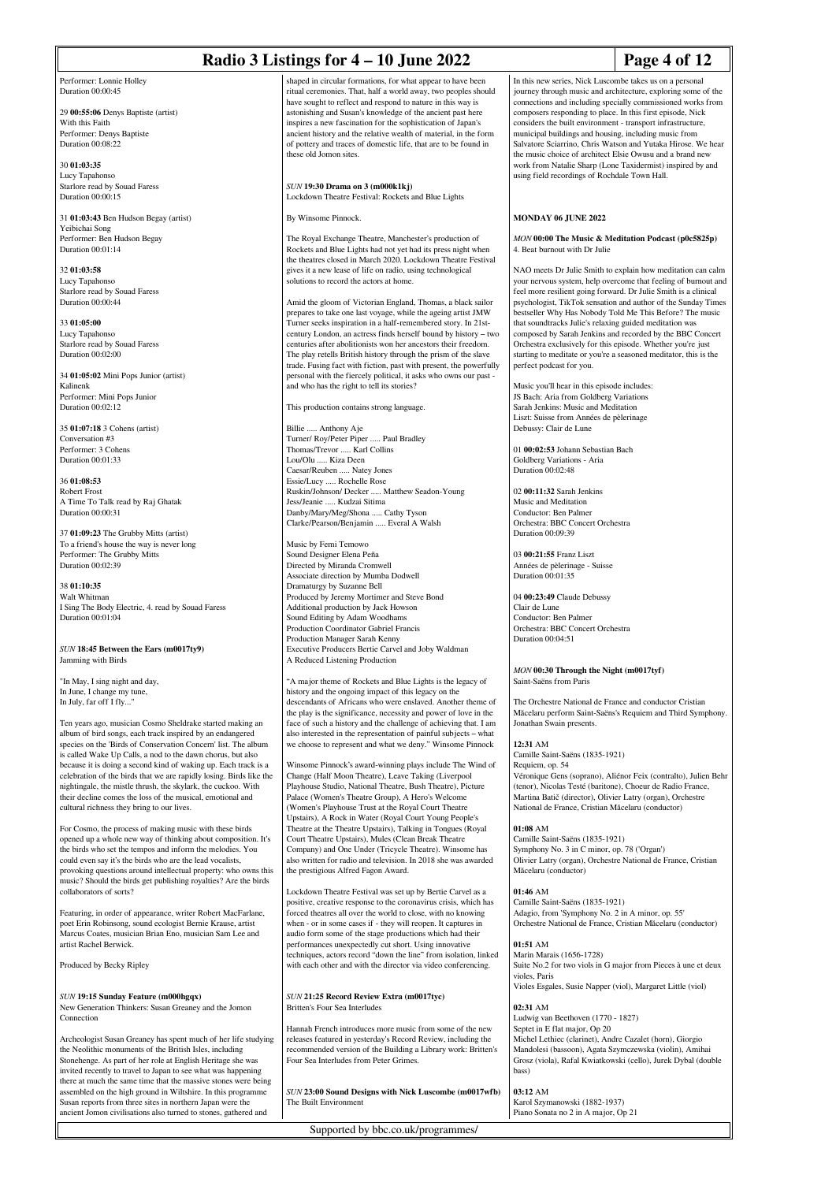Performer: Lonnie Holley
Duration 00:00:45

29 **00:55:06** Denys Baptiste (artist)
With this Faith
Performer: Denys Baptiste
Duration 00:08:22

30 **01:03:35**
Lucy Tapahonso
Starlore read by Souad Faress
Duration 00:00:15

31 **01:03:43** Ben Hudson Begay (artist)
Yeibichai Song
Performer: Ben Hudson Begay
Duration 00:01:14

32 **01:03:58**
Lucy Tapahonso
Starlore read by Souad Faress
Duration 00:00:44

33 **01:05:00**
Lucy Tapahonso
Starlore read by Souad Faress
Duration 00:02:00

34 **01:05:02** Mini Pops Junior (artist)
Kalinenk
Performer: Mini Pops Junior
Duration 00:02:12

35 **01:07:18** 3 Cohens (artist)
Conversation #3
Performer: 3 Cohens
Duration 00:01:33

36 **01:08:53**
Robert Frost
A Time To Talk read by Raj Ghatak
Duration 00:00:31

37 **01:09:23** The Grubby Mitts (artist)
To a friend's house the way is never long
Performer: The Grubby Mitts
Duration 00:02:39

38 **01:10:35**
Walt Whitman
I Sing The Body Electric, 4. read by Souad Faress
Duration 00:01:04

### *SUN* 18:45 Between the Ears (m0017ty9)

Jamming with Birds

"In May, I sing night and day,
In June, I change my tune,
In July, far off I fly..."

Ten years ago, musician Cosmo Sheldrake started making an album of bird songs, each track inspired by an endangered species on the 'Birds of Conservation Concern' list. The album is called Wake Up Calls, a nod to the dawn chorus, but also because it is doing a second kind of waking up. Each track is a celebration of the birds that we are rapidly losing. Birds like the nightingale, the mistle thrush, the skylark, the cuckoo. With their decline comes the loss of the musical, emotional and cultural richness they bring to our lives.

For Cosmo, the process of making music with these birds opened up a whole new way of thinking about composition. It's the birds who set the tempos and inform the melodies. You could even say it's the birds who are the lead vocalists, provoking questions around intellectual property: who owns this music? Should the birds get publishing royalties? Are the birds collaborators of sorts?

Featuring, in order of appearance, writer Robert MacFarlane, poet Erin Robinsong, sound ecologist Bernie Krause, artist Marcus Coates, musician Brian Eno, musician Sam Lee and artist Rachel Berwick.

Produced by Becky Ripley

### *SUN* 19:15 Sunday Feature (m000hgqx)

New Generation Thinkers: Susan Greaney and the Jomon Connection

Archeologist Susan Greaney has spent much of her life studying the Neolithic monuments of the British Isles, including Stonehenge. As part of her role at English Heritage she was invited recently to travel to Japan to see what was happening there at much the same time that the massive stones were being assembled on the high ground in Wiltshire. In this programme Susan reports from three sites in northern Japan were the ancient Jomon civilisations also turned to stones, gathered and shaped in circular formations, for what appear to have been ritual ceremonies. That, half a world away, two peoples should have sought to reflect and respond to nature in this way is astonishing and Susan's knowledge of the ancient past here inspires a new fascination for the sophistication of Japan's ancient history and the relative wealth of material, in the form of pottery and traces of domestic life, that are to be found in these old Jomon sites.

### *SUN* 19:30 Drama on 3 (m000k1kj)

Lockdown Theatre Festival: Rockets and Blue Lights

By Winsome Pinnock.

The Royal Exchange Theatre, Manchester's production of Rockets and Blue Lights had not yet had its press night when the theatres closed in March 2020. Lockdown Theatre Festival gives it a new lease of life on radio, using technological solutions to record the actors at home.

Amid the gloom of Victorian England, Thomas, a black sailor prepares to take one last voyage, while the ageing artist JMW Turner seeks inspiration in a half-remembered story. In 21st-century London, an actress finds herself bound by history – two centuries after abolitionists won her ancestors their freedom. The play retells British history through the prism of the slave trade. Fusing fact with fiction, past with present, the powerfully personal with the fiercely political, it asks who owns our past - and who has the right to tell its stories?

This production contains strong language.

Billie ..... Anthony Aje
Turner/ Roy/Peter Piper ..... Paul Bradley
Thomas/Trevor ..... Karl Collins
Lou/Olu ..... Kiza Deen
Caesar/Reuben ..... Natey Jones
Essie/Lucy ..... Rochelle Rose
Ruskin/Johnson/ Decker ..... Matthew Seadon-Young
Jess/Jeanie ..... Kudzai Sitima
Danby/Mary/Meg/Shona ..... Cathy Tyson
Clarke/Pearson/Benjamin ..... Everal A Walsh

Music by Femi Temowo
Sound Designer Elena Peña
Directed by Miranda Cromwell
Associate direction by Mumba Dodwell
Dramaturgy by Suzanne Bell
Produced by Jeremy Mortimer and Steve Bond
Additional production by Jack Howson
Sound Editing by Adam Woodhams
Production Coordinator Gabriel Francis
Production Manager Sarah Kenny
Executive Producers Bertie Carvel and Joby Waldman
A Reduced Listening Production

"A major theme of Rockets and Blue Lights is the legacy of history and the ongoing impact of this legacy on the descendants of Africans who were enslaved. Another theme of the play is the significance, necessity and power of love in the face of such a history and the challenge of achieving that. I am also interested in the representation of painful subjects – what we choose to represent and what we deny." Winsome Pinnock

Winsome Pinnock's award-winning plays include The Wind of Change (Half Moon Theatre), Leave Taking (Liverpool Playhouse Studio, National Theatre, Bush Theatre), Picture Palace (Women's Theatre Group), A Hero's Welcome (Women's Playhouse Trust at the Royal Court Theatre Upstairs), A Rock in Water (Royal Court Young People's Theatre at the Theatre Upstairs), Talking in Tongues (Royal Court Theatre Upstairs), Mules (Clean Break Theatre Company) and One Under (Tricycle Theatre). Winsome has also written for radio and television. In 2018 she was awarded the prestigious Alfred Fagon Award.

Lockdown Theatre Festival was set up by Bertie Carvel as a positive, creative response to the coronavirus crisis, which has forced theatres all over the world to close, with no knowing when - or in some cases if - they will reopen. It captures in audio form some of the stage productions which had their performances unexpectedly cut short. Using innovative techniques, actors record "down the line" from isolation, linked with each other and with the director via video conferencing.

### *SUN* 21:25 Record Review Extra (m0017tyc)

Britten's Four Sea Interludes

Hannah French introduces more music from some of the new releases featured in yesterday's Record Review, including the recommended version of the Building a Library work: Britten's Four Sea Interludes from Peter Grimes.

### *SUN* 23:00 Sound Designs with Nick Luscombe (m0017wfb)

The Built Environment

In this new series, Nick Luscombe takes us on a personal journey through music and architecture, exploring some of the connections and including specially commissioned works from composers responding to place. In this first episode, Nick considers the built environment - transport infrastructure, municipal buildings and housing, including music from Salvatore Sciarrino, Chris Watson and Yutaka Hirose. We hear the music choice of architect Elsie Owusu and a brand new work from Natalie Sharp (Lone Taxidermist) inspired by and using field recordings of Rochdale Town Hall.

## MONDAY 06 JUNE 2022

### *MON* 00:00 The Music & Meditation Podcast (p0c5825p)

4. Beat burnout with Dr Julie

NAO meets Dr Julie Smith to explain how meditation can calm your nervous system, help overcome that feeling of burnout and feel more resilient going forward. Dr Julie Smith is a clinical psychologist, TikTok sensation and author of the Sunday Times bestseller Why Has Nobody Told Me This Before? The music that soundtracks Julie's relaxing guided meditation was composed by Sarah Jenkins and recorded by the BBC Concert Orchestra exclusively for this episode. Whether you're just starting to meditate or you're a seasoned meditator, this is the perfect podcast for you.

Music you'll hear in this episode includes:
JS Bach: Aria from Goldberg Variations
Sarah Jenkins: Music and Meditation
Liszt: Suisse from Années de pèlerinage
Debussy: Clair de Lune

01 **00:02:53** Johann Sebastian Bach
Goldberg Variations - Aria
Duration 00:02:48

02 **00:11:32** Sarah Jenkins
Music and Meditation
Conductor: Ben Palmer
Orchestra: BBC Concert Orchestra
Duration 00:09:39

03 **00:21:55** Franz Liszt
Années de pèlerinage - Suisse
Duration 00:01:35

04 **00:23:49** Claude Debussy
Clair de Lune
Conductor: Ben Palmer
Orchestra: BBC Concert Orchestra
Duration 00:04:51

### *MON* 00:30 Through the Night (m0017tyf)

Saint-Saëns from Paris

The Orchestre National de France and conductor Cristian Măcelaru perform Saint-Saëns's Requiem and Third Symphony. Jonathan Swain presents.

**12:31** AM
Camille Saint-Saëns (1835-1921)
Requiem, op. 54
Véronique Gens (soprano), Aliénor Feix (contralto), Julien Behr (tenor), Nicolas Testé (baritone), Choeur de Radio France, Martina Batič (director), Olivier Latry (organ), Orchestre National de France, Cristian Măcelaru (conductor)

**01:08** AM
Camille Saint-Saëns (1835-1921)
Symphony No. 3 in C minor, op. 78 ('Organ')
Olivier Latry (organ), Orchestre National de France, Cristian Măcelaru (conductor)

**01:46** AM
Camille Saint-Saëns (1835-1921)
Adagio, from 'Symphony No. 2 in A minor, op. 55'
Orchestre National de France, Cristian Măcelaru (conductor)

**01:51** AM
Marin Marais (1656-1728)
Suite No.2 for two viols in G major from Pieces à une et deux violes, Paris
Violes Esgales, Susie Napper (viol), Margaret Little (viol)

**02:31** AM
Ludwig van Beethoven (1770 - 1827)
Septet in E flat major, Op 20
Michel Lethiec (clarinet), Andre Cazalet (horn), Giorgio Mandolesi (bassoon), Agata Szymczewska (violin), Amihai Grosz (viola), Rafal Kwiatkowski (cello), Jurek Dybal (double bass)

**03:12** AM
Karol Szymanowski (1882-1937)
Piano Sonata no 2 in A major, Op 21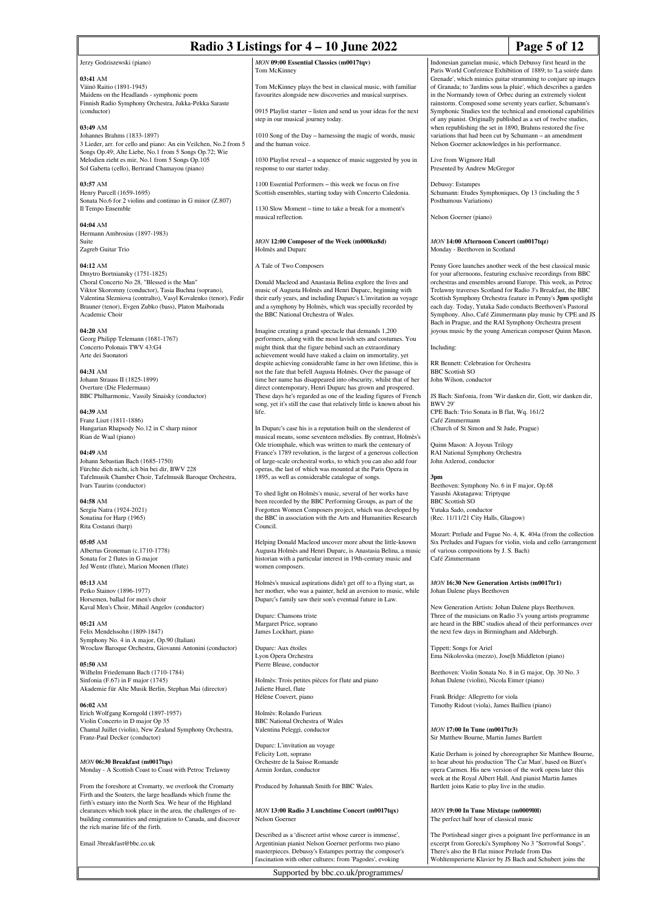Jerzy Godziszewski (piano)

**03:41** AM
Väinö Raitio (1891-1945)
Maidens on the Headlands - symphonic poem
Finnish Radio Symphony Orchestra, Jukka-Pekka Saraste (conductor)

**03:49** AM
Johannes Brahms (1833-1897)
3 Lieder, arr. for cello and piano: An ein Veilchen, No.2 from 5 Songs Op.49; Alte Liebe, No.1 from 5 Songs Op.72; Wie Melodien zieht es mir, No.1 from 5 Songs Op.105
Sol Gabetta (cello), Bertrand Chamayou (piano)

**03:57** AM
Henry Purcell (1659-1695)
Sonata No.6 for 2 violins and continuo in G minor (Z.807)
Il Tempo Ensemble

**04:04** AM
Hermann Ambrosius (1897-1983)
Suite
Zagreb Guitar Trio

**04:12** AM
Dmytro Bortniansky (1751-1825)
Choral Concerto No 28, "Blessed is the Man"
Viktor Skoromny (conductor), Tasia Buchna (soprano), Valentina Slezniova (contralto), Vasyl Kovalenko (tenor), Fedir Brauner (tenor), Evgen Zubko (bass), Platon Maiborada Academic Choir

**04:20** AM
Georg Philipp Telemann (1681-1767)
Concerto Polonais TWV 43:G4
Arte dei Suonatori

**04:31** AM
Johann Strauss II (1825-1899)
Overture (Die Fledermaus)
BBC Philharmonic, Vassily Sinaisky (conductor)

**04:39** AM
Franz Liszt (1811-1886)
Hungarian Rhapsody No.12 in C sharp minor
Rian de Waal (piano)

**04:49** AM
Johann Sebastian Bach (1685-1750)
Fürchte dich nicht, ich bin bei dir, BWV 228
Tafelmusik Chamber Choir, Tafelmusik Baroque Orchestra, Ivars Taurins (conductor)

**04:58** AM
Sergiu Natra (1924-2021)
Sonatina for Harp (1965)
Rita Costanzi (harp)

**05:05** AM
Albertus Groneman (c.1710-1778)
Sonata for 2 flutes in G major
Jed Wentz (flute), Marion Moonen (flute)

**05:13** AM
Petko Stainov (1896-1977)
Horsemen, ballad for men's choir
Kaval Men's Choir, Mihail Angelov (conductor)

**05:21** AM
Felix Mendelssohn (1809-1847)
Symphony No. 4 in A major, Op.90 (Italian)
Wroclaw Baroque Orchestra, Giovanni Antonini (conductor)

**05:50** AM
Wilhelm Friedemann Bach (1710-1784)
Sinfonia (F.67) in F major (1745)
Akademie für Alte Musik Berlin, Stephan Mai (director)

**06:02** AM
Erich Wolfgang Korngold (1897-1957)
Violin Concerto in D major Op 35
Chantal Juillet (violin), New Zealand Symphony Orchestra, Franz-Paul Decker (conductor)

### *MON* 06:30 Breakfast (m0017tqs)
Monday - A Scottish Coast to Coast with Petroc Trelawny

From the foreshore at Cromarty, we overlook the Cromarty Firth and the Souters, the large headlands which frame the firth's estuary into the North Sea. We hear of the Highland clearances which took place in the area, the challenges of re-building communities and emigration to Canada, and discover the rich marine life of the firth.

Email 3breakfast@bbc.co.uk

### *MON* 09:00 Essential Classics (m0017tqv)
Tom McKinney

Tom McKinney plays the best in classical music, with familiar favourites alongside new discoveries and musical surprises.

0915 Playlist starter – listen and send us your ideas for the next step in our musical journey today.

1010 Song of the Day – harnessing the magic of words, music and the human voice.

1030 Playlist reveal – a sequence of music suggested by you in response to our starter today.

1100 Essential Performers – this week we focus on five Scottish ensembles, starting today with Concerto Caledonia.

1130 Slow Moment – time to take a break for a moment's musical reflection.

### *MON* 12:00 Composer of the Week (m000kn8d)
Holmès and Duparc

A Tale of Two Composers

Donald Macleod and Anastasia Belina explore the lives and music of Augusta Holmès and Henri Duparc, beginning with their early years, and including Duparc's L'invitation au voyage and a symphony by Holmès, which was specially recorded by the BBC National Orchestra of Wales.

Imagine creating a grand spectacle that demands 1,200 performers, along with the most lavish sets and costumes. You might think that the figure behind such an extraordinary achievement would have staked a claim on immortality, yet despite achieving considerable fame in her own lifetime, this is not the fate that befell Augusta Holmès. Over the passage of time her name has disappeared into obscurity, whilst that of her direct contemporary, Henri Duparc has grown and prospered. These days he's regarded as one of the leading figures of French song, yet it's still the case that relatively little is known about his life.

In Duparc's case his is a reputation built on the slenderest of musical means, some seventeen mélodies. By contrast, Holmès's Ode triomphale, which was written to mark the centenary of France's 1789 revolution, is the largest of a generous collection of large-scale orchestral works, to which you can also add four operas, the last of which was mounted at the Paris Opera in 1895, as well as considerable catalogue of songs.

To shed light on Holmès's music, several of her works have been recorded by the BBC Performing Groups, as part of the Forgotten Women Composers project, which was developed by the BBC in association with the Arts and Humanities Research Council.

Helping Donald Macleod uncover more about the little-known Augusta Holmès and Henri Duparc, is Anastasia Belina, a music historian with a particular interest in 19th-century music and women composers.

Holmès's musical aspirations didn't get off to a flying start, as her mother, who was a painter, held an aversion to music, while Duparc's family saw their son's eventual future in Law.

Duparc: Chansons triste
Margaret Price, soprano
James Lockhart, piano

Duparc: Aux étoiles
Lyon Opera Orchestra
Pierre Bleuse, conductor

Holmès: Trois petites pièces for flute and piano
Juliette Hurel, flute
Hélène Couvert, piano

Holmès: Rolando Furieux
BBC National Orchestra of Wales
Valentina Peleggi, conductor

Duparc: L'invitation au voyage
Felicity Lott, soprano
Orchestre de la Suisse Romande
Armin Jordan, conductor

Produced by Johannah Smith for BBC Wales.

### *MON* 13:00 Radio 3 Lunchtime Concert (m0017tqx)
Nelson Goerner

Described as a 'discreet artist whose career is immense', Argentinian pianist Nelson Goerner performs two piano masterpieces. Debussy's Estampes portray the composer's fascination with other cultures: from 'Pagodes', evoking Indonesian gamelan music, which Debussy first heard in the Paris World Conference Exhibition of 1889; to 'La soirée dans Grenade', which mimics guitar strumming to conjure up images of Granada; to 'Jardins sous la pluie', which describes a garden in the Normandy town of Orbec during an extremely violent rainstorm. Composed some seventy years earlier, Schumann's Symphonic Studies test the technical and emotional capabilities of any pianist. Originally published as a set of twelve studies, when republishing the set in 1890, Brahms restored the five variations that had been cut by Schumann – an amendment Nelson Goerner acknowledges in his performance.

Live from Wigmore Hall
Presented by Andrew McGregor

Debussy: Estampes
Schumann: Etudes Symphoniques, Op 13 (including the 5 Posthumous Variations)

Nelson Goerner (piano)

### *MON* 14:00 Afternoon Concert (m0017tqz)
Monday - Beethoven in Scotland

Penny Gore launches another week of the best classical music for your afternoons, featuring exclusive recordings from BBC orchestras and ensembles around Europe. This week, as Petroc Trelawny traverses Scotland for Radio 3's Breakfast, the BBC Scottish Symphony Orchestra feature in Penny's **3pm** spotlight each day. Today, Yutaka Sado conducts Beethoven's Pastoral Symphony. Also, Café Zimmermann play music by CPE and JS Bach in Prague, and the RAI Symphony Orchestra present joyous music by the young American composer Quinn Mason.

Including:

RR Bennett: Celebration for Orchestra
BBC Scottish SO
John Wilson, conductor

JS Bach: Sinfonia, from 'Wir danken dir, Gott, wir danken dir, BWV 29'
CPE Bach: Trio Sonata in B flat, Wq. 161/2
Café Zimmermann
(Church of St Simon and St Jude, Prague)

Quinn Mason: A Joyous Trilogy
RAI National Symphony Orchestra
John Axlerod, conductor

**3pm**
Beethoven: Symphony No. 6 in F major, Op.68
Yasushi Akutagawa: Triptyque
BBC Scottish SO
Yutaka Sado, conductor
(Rec. 11/11/21 City Halls, Glasgow)

Mozart: Prelude and Fugue No. 4, K. 404a (from the collection Six Preludes and Fugues for violin, viola and cello (arrangement of various compositions by J. S. Bach)
Café Zimmermann

### *MON* 16:30 New Generation Artists (m0017tr1)
Johan Dalene plays Beethoven

New Generation Artists: Johan Dalene plays Beethoven. Three of the musicians on Radio 3's young artists programme are heard in the BBC studios ahead of their performances over the next few days in Birmingham and Aldeburgh.

Tippett: Songs for Ariel
Ema Nikolovska (mezzo), Jose[h Middleton (piano)

Beethoven: Violin Sonata No. 8 in G major, Op. 30 No. 3
Johan Dalene (violin), Nicola Eimer (piano)

Frank Bridge: Allegretto for viola
Timothy Ridout (viola), James Baillieu (piano)

### *MON* 17:00 In Tune (m0017tr3)
Sir Matthew Bourne, Martin James Bartlett

Katie Derham is joined by choreographer Sir Matthew Bourne, to hear about his production 'The Car Man', based on Bizet's opera Carmen. His new version of the work opens later this week at the Royal Albert Hall. And pianist Martin James Bartlett joins Katie to play live in the studio.

### *MON* 19:00 In Tune Mixtape (m00091l0)
The perfect half hour of classical music

The Portishead singer gives a poignant live performance in an excerpt from Gorecki's Symphony No 3 "Sorrowful Songs". There's also the B flat minor Prelude from Das Wohltemperierte Klavier by JS Bach and Schubert joins the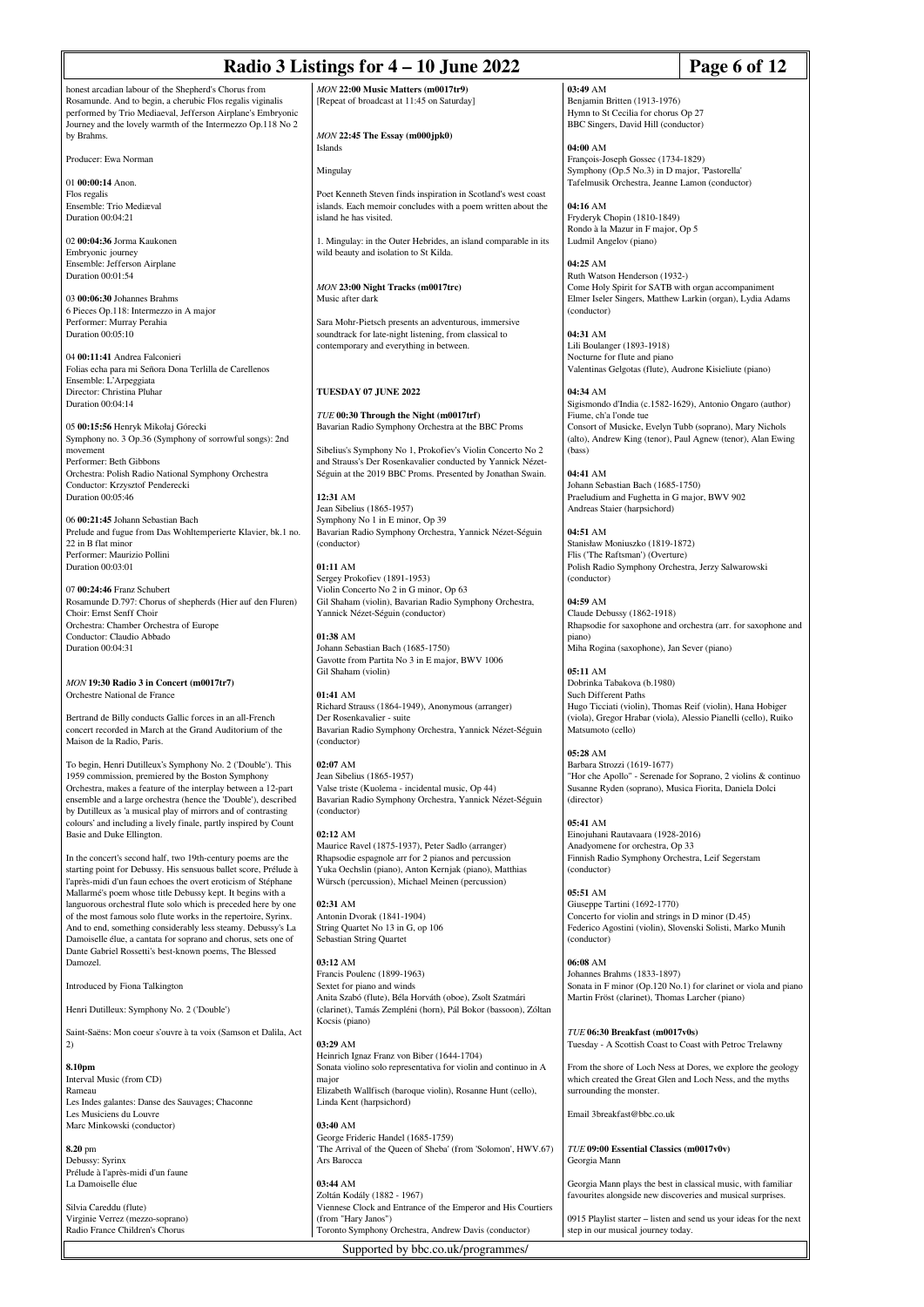honest arcadian labour of the Shepherd's Chorus from Rosamunde. And to begin, a cherubic Flos regalis viginalis performed by Trio Mediaeval, Jefferson Airplane's Embryonic Journey and the lovely warmth of the Intermezzo Op.118 No 2 by Brahms.

Producer: Ewa Norman

01 **00:00:14** Anon.
Flos regalis
Ensemble: Trio Mediæval
Duration 00:04:21

02 **00:04:36** Jorma Kaukonen
Embryonic journey
Ensemble: Jefferson Airplane
Duration 00:01:54

03 **00:06:30** Johannes Brahms
6 Pieces Op.118: Intermezzo in A major
Performer: Murray Perahia
Duration 00:05:10

04 **00:11:41** Andrea Falconieri
Folias echa para mi Señora Dona Terlilla de Carellenos
Ensemble: L'Arpeggiata
Director: Christina Pluhar
Duration 00:04:14

05 **00:15:56** Henryk Mikołaj Górecki
Symphony no. 3 Op.36 (Symphony of sorrowful songs): 2nd movement
Performer: Beth Gibbons
Orchestra: Polish Radio National Symphony Orchestra
Conductor: Krzysztof Penderecki
Duration 00:05:46

06 **00:21:45** Johann Sebastian Bach
Prelude and fugue from Das Wohltemperierte Klavier, bk.1 no. 22 in B flat minor
Performer: Maurizio Pollini
Duration 00:03:01

07 **00:24:46** Franz Schubert
Rosamunde D.797: Chorus of shepherds (Hier auf den Fluren)
Choir: Ernst Senff Choir
Orchestra: Chamber Orchestra of Europe
Conductor: Claudio Abbado
Duration 00:04:31

*MON* **19:30 Radio 3 in Concert (m0017tr7)**
Orchestre National de France

Bertrand de Billy conducts Gallic forces in an all-French concert recorded in March at the Grand Auditorium of the Maison de la Radio, Paris.

To begin, Henri Dutilleux's Symphony No. 2 ('Double'). This 1959 commission, premiered by the Boston Symphony Orchestra, makes a feature of the interplay between a 12-part ensemble and a large orchestra (hence the 'Double'), described by Dutilleux as 'a musical play of mirrors and of contrasting colours' and including a lively finale, partly inspired by Count Basie and Duke Ellington.

In the concert's second half, two 19th-century poems are the starting point for Debussy. His sensuous ballet score, Prélude à l'après-midi d'un faun echoes the overt eroticism of Stéphane Mallarmé's poem whose title Debussy kept. It begins with a languorous orchestral flute solo which is preceded here by one of the most famous solo flute works in the repertoire, Syrinx. And to end, something considerably less steamy. Debussy's La Damoiselle élue, a cantata for soprano and chorus, sets one of Dante Gabriel Rossetti's best-known poems, The Blessed Damozel.

Introduced by Fiona Talkington

Henri Dutilleux: Symphony No. 2 ('Double')

Saint-Saëns: Mon coeur s'ouvre à ta voix (Samson et Dalila, Act 2)

**8.10pm**
Interval Music (from CD)
Rameau
Les Indes galantes: Danse des Sauvages; Chaconne
Les Musiciens du Louvre
Marc Minkowski (conductor)

**8.20** pm
Debussy: Syrinx
Prélude à l'après-midi d'un faune
La Damoiselle élue

Silvia Careddu (flute)
Virginie Verrez (mezzo-soprano)
Radio France Children's Chorus

*MON* **22:00 Music Matters (m0017tr9)**
[Repeat of broadcast at 11:45 on Saturday]

*MON* **22:45 The Essay (m000jpk0)**
Islands

Mingulay

Poet Kenneth Steven finds inspiration in Scotland's west coast islands. Each memoir concludes with a poem written about the island he has visited.

1. Mingulay: in the Outer Hebrides, an island comparable in its wild beauty and isolation to St Kilda.

*MON* **23:00 Night Tracks (m0017trc)**
Music after dark

Sara Mohr-Pietsch presents an adventurous, immersive soundtrack for late-night listening, from classical to contemporary and everything in between.

**TUESDAY 07 JUNE 2022**

*TUE* **00:30 Through the Night (m0017trf)**
Bavarian Radio Symphony Orchestra at the BBC Proms

Sibelius's Symphony No 1, Prokofiev's Violin Concerto No 2 and Strauss's Der Rosenkavalier conducted by Yannick Nézet-Séguin at the 2019 BBC Proms. Presented by Jonathan Swain.

**12:31** AM
Jean Sibelius (1865-1957)
Symphony No 1 in E minor, Op 39
Bavarian Radio Symphony Orchestra, Yannick Nézet-Séguin (conductor)

**01:11** AM
Sergey Prokofiev (1891-1953)
Violin Concerto No 2 in G minor, Op 63
Gil Shaham (violin), Bavarian Radio Symphony Orchestra, Yannick Nézet-Séguin (conductor)

**01:38** AM
Johann Sebastian Bach (1685-1750)
Gavotte from Partita No 3 in E major, BWV 1006
Gil Shaham (violin)

**01:41** AM
Richard Strauss (1864-1949), Anonymous (arranger)
Der Rosenkavalier - suite
Bavarian Radio Symphony Orchestra, Yannick Nézet-Séguin (conductor)

**02:07** AM
Jean Sibelius (1865-1957)
Valse triste (Kuolema - incidental music, Op 44)
Bavarian Radio Symphony Orchestra, Yannick Nézet-Séguin (conductor)

**02:12** AM
Maurice Ravel (1875-1937), Peter Sadlo (arranger)
Rhapsodie espagnole arr for 2 pianos and percussion
Yuka Oechslin (piano), Anton Kernjak (piano), Matthias Würsch (percussion), Michael Meinen (percussion)

**02:31** AM
Antonin Dvorak (1841-1904)
String Quartet No 13 in G, op 106
Sebastian String Quartet

**03:12** AM
Francis Poulenc (1899-1963)
Sextet for piano and winds
Anita Szabó (flute), Béla Horváth (oboe), Zsolt Szatmári (clarinet), Tamás Zempléni (horn), Pál Bokor (bassoon), Zoltan Kocsis (piano)

**03:29** AM
Heinrich Ignaz Franz von Biber (1644-1704)
Sonata violino solo representativa for violin and continuo in A major
Elizabeth Wallfisch (baroque violin), Rosanne Hunt (cello), Linda Kent (harpsichord)

**03:40** AM
George Frideric Handel (1685-1759)
'The Arrival of the Queen of Sheba' (from 'Solomon', HWV.67)
Ars Barocca

**03:44** AM
Zoltán Kodály (1882 - 1967)
Viennese Clock and Entrance of the Emperor and His Courtiers (from "Hary Janos")
Toronto Symphony Orchestra, Andrew Davis (conductor)

**03:49** AM
Benjamin Britten (1913-1976)
Hymn to St Cecilia for chorus Op 27
BBC Singers, David Hill (conductor)

**04:00** AM
François-Joseph Gossec (1734-1829)
Symphony (Op.5 No.3) in D major, 'Pastorella'
Tafelmusik Orchestra, Jeanne Lamon (conductor)

**04:16** AM
Fryderyk Chopin (1810-1849)
Rondo à la Mazur in F major, Op 5
Ludmil Angelov (piano)

**04:25** AM
Ruth Watson Henderson (1932-)
Come Holy Spirit for SATB with organ accompaniment
Elmer Iseler Singers, Matthew Larkin (organ), Lydia Adams (conductor)

**04:31** AM
Lili Boulanger (1893-1918)
Nocturne for flute and piano
Valentinas Gelgotas (flute), Audrone Kisieliute (piano)

**04:34** AM
Sigismondo d'India (c.1582-1629), Antonio Ongaro (author)
Fiume, ch'a l'onde tue
Consort of Musicke, Evelyn Tubb (soprano), Mary Nichols (alto), Andrew King (tenor), Paul Agnew (tenor), Alan Ewing (bass)

**04:41** AM
Johann Sebastian Bach (1685-1750)
Praeludium and Fughetta in G major, BWV 902
Andreas Staier (harpsichord)

**04:51** AM
Stanisław Moniuszko (1819-1872)
Flis ('The Raftsman') (Overture)
Polish Radio Symphony Orchestra, Jerzy Salwarowski (conductor)

**04:59** AM
Claude Debussy (1862-1918)
Rhapsodie for saxophone and orchestra (arr. for saxophone and piano)
Miha Rogina (saxophone), Jan Sever (piano)

**05:11** AM
Dobrinka Tabakova (b.1980)
Such Different Paths
Hugo Ticciati (violin), Thomas Reif (violin), Hana Hobiger (viola), Gregor Hrabar (viola), Alessio Pianelli (cello), Ruiko Matsumoto (cello)

**05:28** AM
Barbara Strozzi (1619-1677)
"Hor che Apollo" - Serenade for Soprano, 2 violins & continuo
Susanne Ryden (soprano), Musica Fiorita, Daniela Dolci (director)

**05:41** AM
Einojuhani Rautavaara (1928-2016)
Anadyomene for orchestra, Op 33
Finnish Radio Symphony Orchestra, Leif Segerstam (conductor)

**05:51** AM
Giuseppe Tartini (1692-1770)
Concerto for violin and strings in D minor (D.45)
Federico Agostini (violin), Slovenski Solisti, Marko Munih (conductor)

**06:08** AM
Johannes Brahms (1833-1897)
Sonata in F minor (Op.120 No.1) for clarinet or viola and piano
Martin Fröst (clarinet), Thomas Larcher (piano)

*TUE* **06:30 Breakfast (m0017v0s)**
Tuesday - A Scottish Coast to Coast with Petroc Trelawny

From the shore of Loch Ness at Dores, we explore the geology which created the Great Glen and Loch Ness, and the myths surrounding the monster.

Email 3breakfast@bbc.co.uk

*TUE* **09:00 Essential Classics (m0017v0v)**
Georgia Mann

Georgia Mann plays the best in classical music, with familiar favourites alongside new discoveries and musical surprises.

0915 Playlist starter – listen and send us your ideas for the next step in our musical journey today.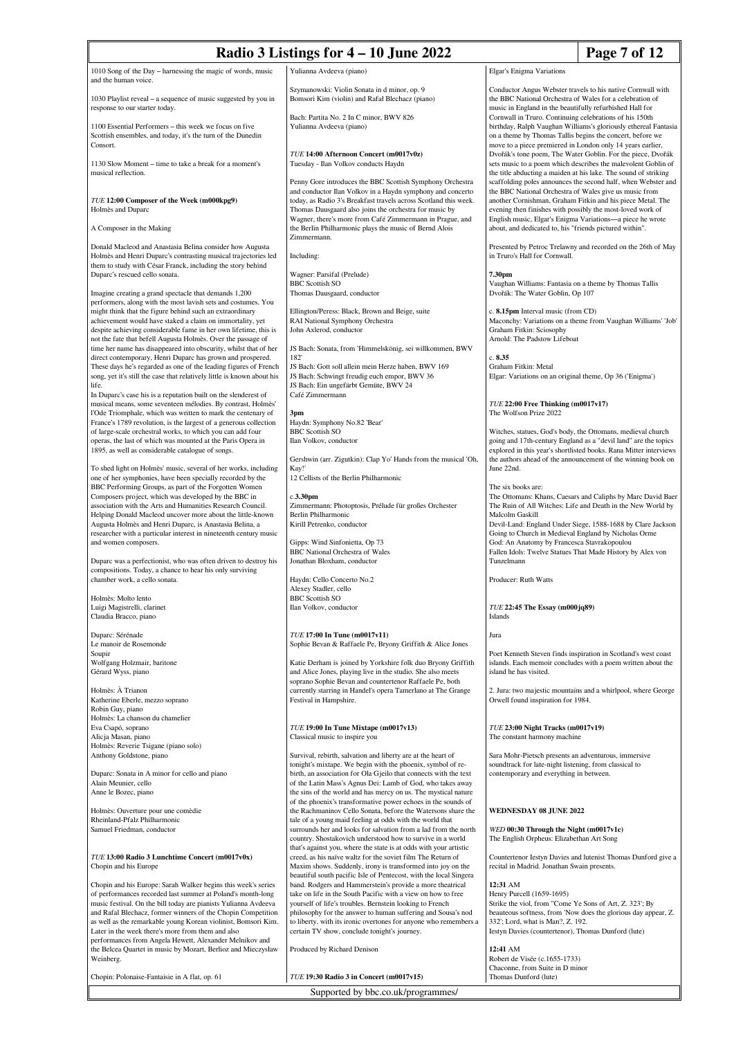1010 Song of the Day – harnessing the magic of words, music and the human voice.

1030 Playlist reveal – a sequence of music suggested by you in response to our starter today.

1100 Essential Performers – this week we focus on five Scottish ensembles, and today, it's the turn of the Dunedin Consort.

1130 Slow Moment – time to take a break for a moment's musical reflection.

*TUE* **12:00 Composer of the Week (m000kpg9)**
Holmès and Duparc

A Composer in the Making

Donald Macleod and Anastasia Belina consider how Augusta Holmès and Henri Duparc's contrasting musical trajectories led them to study with César Franck, including the story behind Duparc's rescued cello sonata.

Imagine creating a grand spectacle that demands 1,200 performers, along with the most lavish sets and costumes. You might think that the figure behind such an extraordinary achievement would have staked a claim on immortality, yet despite achieving considerable fame in her own lifetime, this is not the fate that befell Augusta Holmès. Over the passage of time her name has disappeared into obscurity, whilst that of her direct contemporary, Henri Duparc has grown and prospered. These days he's regarded as one of the leading figures of French song, yet it's still the case that relatively little is known about his life.
In Duparc's case his is a reputation built on the slenderest of musical means, some seventeen mélodies. By contrast, Holmès' l'Ode Triomphale, which was written to mark the centenary of France's 1789 revolution, is the largest of a generous collection of large-scale orchestral works, to which you can add four operas, the last of which was mounted at the Paris Opera in 1895, as well as considerable catalogue of songs.

To shed light on Holmès' music, several of her works, including one of her symphonies, have been specially recorded by the BBC Performing Groups, as part of the Forgotten Women Composers project, which was developed by the BBC in association with the Arts and Humanities Research Council. Helping Donald Macleod uncover more about the little-known Augusta Holmès and Henri Duparc, is Anastasia Belina, a researcher with a particular interest in nineteenth century music and women composers.

Duparc was a perfectionist, who was often driven to destroy his compositions. Today, a chance to hear his only surviving chamber work, a cello sonata.

Holmès: Molto lento
Luigi Magistrelli, clarinet
Claudia Bracco, piano

Duparc: Sérénade
Le manoir de Rosemonde
Soupir
Wolfgang Holzmair, baritone
Gérard Wyss, piano

Holmès: À Trianon
Katherine Eberle, mezzo soprano
Robin Guy, piano
Holmès: La chanson du chamelier
Eva Csapó, soprano
Alicja Masan, piano
Holmès: Reverie Tsigane (piano solo)
Anthony Goldstone, piano

Duparc: Sonata in A minor for cello and piano
Alain Meunier, cello
Anne le Bozec, piano

Holmès: Ouverture pour une comèdie
Rheinland-Pfalz Philharmonic
Samuel Friedman, conductor

*TUE* **13:00 Radio 3 Lunchtime Concert (m0017v0x)**
Chopin and his Europe

Chopin and his Europe: Sarah Walker begins this week's series of performances recorded last summer at Poland's month-long music festival. On the bill today are pianists Yulianna Avdeeva and Rafal Blechacz, former winners of the Chopin Competition as well as the remarkable young Korean violinist, Bomsori Kim. Later in the week there's more from them and also performances from Angela Hewett, Alexander Melnikov and the Belcea Quartet in music by Mozart, Berlioz and Mieczysław Weinberg.

Chopin: Polonaise-Fantaisie in A flat, op. 61
Yulianna Avdeeva (piano)

Szymanowski: Violin Sonata in d minor, op. 9
Bomsori Kim (violin) and Rafał Blechacz (piano)

Bach: Partita No. 2 In C minor, BWV 826
Yulianna Avdeeva (piano)

*TUE* **14:00 Afternoon Concert (m0017v0z)**
Tuesday - Ilan Volkov conducts Haydn

Penny Gore introduces the BBC Scottish Symphony Orchestra and conductor Ilan Volkov in a Haydn symphony and concerto today, as Radio 3's Breakfast travels across Scotland this week. Thomas Dausgaard also joins the orchestra for music by Wagner, there's more from Café Zimmermann in Prague, and the Berlin Philharmonic plays the music of Bernd Alois Zimmermann.

Including:

Wagner: Parsifal (Prelude)
BBC Scottish SO
Thomas Dausgaard, conductor

Ellington/Peress: Black, Brown and Beige, suite
RAI National Symphony Orchestra
John Axlerod, conductor

JS Bach: Sonata, from 'Himmelskönig, sei willkommen, BWV 182'
JS Bach: Gott soll allein mein Herze haben, BWV 169
JS Bach: Schwingt freudig euch empor, BWV 36
JS Bach: Ein ungefärbt Gemüte, BWV 24
Café Zimmermann

**3pm**
Haydn: Symphony No.82 'Bear'
BBC Scottish SO
Ilan Volkov, conductor

Gershwin (arr. Zigutkin): Clap Yo' Hands from the musical 'Oh, Kay!'
12 Cellists of the Berlin Philharmonic

c.**3.30pm**
Zimmermann: Photoptosis, Prélude für großes Orchester
Berlin Philharmonic
Kirill Petrenko, conductor

Gipps: Wind Sinfonietta, Op 73
BBC National Orchestra of Wales
Jonathan Bloxham, conductor

Haydn: Cello Concerto No.2
Alexey Stadler, cello
BBC Scottish SO
Ilan Volkov, conductor

*TUE* **17:00 In Tune (m0017v11)**
Sophie Bevan & Raffaele Pe, Bryony Griffith & Alice Jones

Katie Derham is joined by Yorkshire folk duo Bryony Griffith and Alice Jones, playing live in the studio. She also meets soprano Sophie Bevan and countertenor Raffaele Pe, both currently starring in Handel's opera Tamerlano at The Grange Festival in Hampshire.

*TUE* **19:00 In Tune Mixtape (m0017v13)**
Classical music to inspire you

Survival, rebirth, salvation and liberty are at the heart of tonight's mixtape. We begin with the phoenix, symbol of re-birth, an association for Ola Gjeilo that connects with the text of the Latin Mass's Agnus Dei: Lamb of God, who takes away the sins of the world and has mercy on us. The mystical nature of the phoenix's transformative power echoes in the sounds of the Rachmaninov Cello Sonata, before the Watersons share the tale of a young maid feeling at odds with the world that surrounds her and looks for salvation from a lad from the north country. Shostakovich understood how to survive in a world that's against you, where the state is at odds with your artistic creed, as his naïve waltz for the soviet film The Return of Maxim shows. Suddenly, irony is transformed into joy on the beautiful south pacific Isle of Pentecost, with the local Singera band. Rodgers and Hammerstein's provide a more theatrical take on life in the South Pacific with a view on how to free yourself of life's troubles. Bernstein looking to French philosophy for the answer to human suffering and Sousa's nod to liberty, with its ironic overtones for anyone who remembers a certain TV show, conclude tonight's journey.

Produced by Richard Denison

*TUE* **19:30 Radio 3 in Concert (m0017v15)**
Elgar's Enigma Variations

Conductor Angus Webster travels to his native Cornwall with the BBC National Orchestra of Wales for a celebration of music in England in the beautifully refurbished Hall for Cornwall in Truro. Continuing celebrations of his 150th birthday, Ralph Vaughan Williams's gloriously ethereal Fantasia on a theme by Thomas Tallis begins the concert, before we move to a piece premiered in London only 14 years earlier, Dvořák's tone poem, The Water Goblin. For the piece, Dvořák sets music to a poem which describes the malevolent Goblin of the title abducting a maiden at his lake. The sound of striking scaffolding poles announces the second half, when Webster and the BBC National Orchestra of Wales give us music from another Cornishman, Graham Fitkin and his piece Metal. The evening then finishes with possibly the most-loved work of English music, Elgar's Enigma Variations—a piece he wrote about, and dedicated to, his "friends pictured within".

Presented by Petroc Trelawny and recorded on the 26th of May in Truro's Hall for Cornwall.

**7.30pm**
Vaughan Williams: Fantasia on a theme by Thomas Tallis
Dvořák: The Water Goblin, Op 107

c. **8.15pm** Interval music (from CD)
Maconchy: Variations on a theme from Vaughan Williams' 'Job'
Graham Fitkin: Sciosophy
Arnold: The Padstow Lifeboat

c. **8.35**
Graham Fitkin: Metal
Elgar: Variations on an original theme, Op 36 ('Enigma')

*TUE* **22:00 Free Thinking (m0017v17)**
The Wolfson Prize 2022

Witches, statues, God's body, the Ottomans, medieval church going and 17th-century England as a "devil land" are the topics explored in this year's shortlisted books. Rana Mitter interviews the authors ahead of the announcement of the winning book on June 22nd.

The six books are:
The Ottomans: Khans, Caesars and Caliphs by Marc David Baer
The Ruin of All Witches: Life and Death in the New World by Malcolm Gaskill
Devil-Land: England Under Siege, 1588-1688 by Clare Jackson
Going to Church in Medieval England by Nicholas Orme
God: An Anatomy by Francesca Stavrakopoulou
Fallen Idols: Twelve Statues That Made History by Alex von Tunzelmann

Producer: Ruth Watts

*TUE* **22:45 The Essay (m000jq89)**
Islands

Jura

Poet Kenneth Steven finds inspiration in Scotland's west coast islands. Each memoir concludes with a poem written about the island he has visited.

2. Jura: two majestic mountains and a whirlpool, where George Orwell found inspiration for 1984.

*TUE* **23:00 Night Tracks (m0017v19)**
The constant harmony machine

Sara Mohr-Pietsch presents an adventurous, immersive soundtrack for late-night listening, from classical to contemporary and everything in between.

## WEDNESDAY 08 JUNE 2022

*WED* **00:30 Through the Night (m0017v1c)**
The English Orpheus: Elizabethan Art Song

Countertenor Iestyn Davies and lutenist Thomas Dunford give a recital in Madrid. Jonathan Swain presents.

**12:31** AM
Henry Purcell (1659-1695)
Strike the viol, from "Come Ye Sons of Art, Z. 323'; By beauteous softness, from 'Now does the glorious day appear, Z. 332'; Lord, what is Man?, Z. 192.
Iestyn Davies (countertenor), Thomas Dunford (lute)

**12:41** AM
Robert de Visée (c.1655-1733)
Chaconne, from Suite in D minor
Thomas Dunford (lute)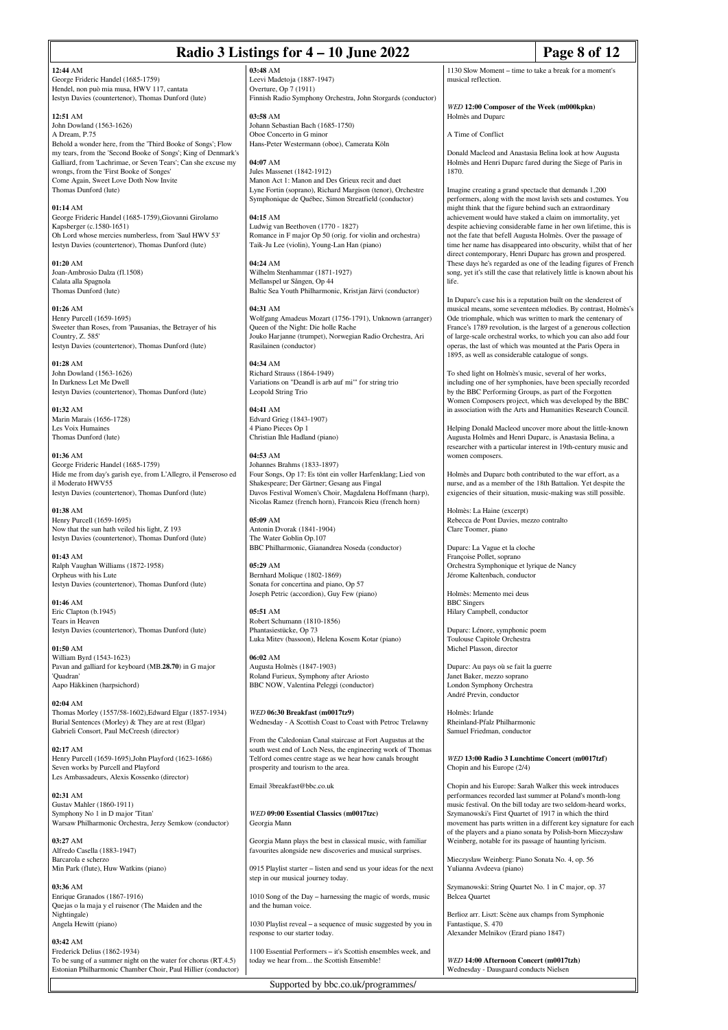**12:44** AM
George Frideric Handel (1685-1759)
Hendel, non può mia musa, HWV 117, cantata
Iestyn Davies (countertenor), Thomas Dunford (lute)

**12:51** AM
John Dowland (1563-1626)
A Dream, P.75
Behold a wonder here, from the 'Third Booke of Songs'; Flow my tears, from the 'Second Booke of Songs'; King of Denmark's Galliard, from 'Lachrimae, or Seven Tears'; Can she excuse my wrongs, from the 'First Booke of Songes'
Come Again, Sweet Love Doth Now Invite
Thomas Dunford (lute)

**01:14** AM
George Frideric Handel (1685-1759),Giovanni Girolamo Kapsberger (c.1580-1651)
Oh Lord whose mercies numberless, from 'Saul HWV 53'
Iestyn Davies (countertenor), Thomas Dunford (lute)

**01:20** AM
Joan-Ambrosio Dalza (fl.1508)
Calata alla Spagnola
Thomas Dunford (lute)

**01:26** AM
Henry Purcell (1659-1695)
Sweeter than Roses, from 'Pausanias, the Betrayer of his Country, Z. 585'
Iestyn Davies (countertenor), Thomas Dunford (lute)

**01:28** AM
John Dowland (1563-1626)
In Darkness Let Me Dwell
Iestyn Davies (countertenor), Thomas Dunford (lute)

**01:32** AM
Marin Marais (1656-1728)
Les Voix Humaines
Thomas Dunford (lute)

**01:36** AM
George Frideric Handel (1685-1759)
Hide me from day's garish eye, from L'Allegro, il Penseroso ed il Moderato HWV55
Iestyn Davies (countertenor), Thomas Dunford (lute)

**01:38** AM
Henry Purcell (1659-1695)
Now that the sun hath veiled his light, Z 193
Iestyn Davies (countertenor), Thomas Dunford (lute)

**01:43** AM
Ralph Vaughan Williams (1872-1958)
Orpheus with his Lute
Iestyn Davies (countertenor), Thomas Dunford (lute)

**01:46** AM
Eric Clapton (b.1945)
Tears in Heaven
Iestyn Davies (countertenor), Thomas Dunford (lute)

**01:50** AM
William Byrd (1543-1623)
Pavan and galliard for keyboard (MB.**28.70**) in G major 'Quadran'
Aapo Häkkinen (harpsichord)

**02:04** AM
Thomas Morley (1557/58-1602),Edward Elgar (1857-1934)
Burial Sentences (Morley) & They are at rest (Elgar)
Gabrieli Consort, Paul McCreesh (director)

**02:17** AM
Henry Purcell (1659-1695),John Playford (1623-1686)
Seven works by Purcell and Playford
Les Ambassadeurs, Alexis Kossenko (director)

**02:31** AM
Gustav Mahler (1860-1911)
Symphony No 1 in D major 'Titan'
Warsaw Philharmonic Orchestra, Jerzy Semkow (conductor)

**03:27** AM
Alfredo Casella (1883-1947)
Barcarola e scherzo
Min Park (flute), Huw Watkins (piano)

**03:36** AM
Enrique Granados (1867-1916)
Quejas o la maja y el ruisenor (The Maiden and the Nightingale)
Angela Hewitt (piano)

**03:42** AM
Frederick Delius (1862-1934)
To be sung of a summer night on the water for chorus (RT.4.5)
Estonian Philharmonic Chamber Choir, Paul Hillier (conductor)

**03:48** AM
Leevi Madetoja (1887-1947)
Overture, Op 7 (1911)
Finnish Radio Symphony Orchestra, John Storgards (conductor)

**03:58** AM
Johann Sebastian Bach (1685-1750)
Oboe Concerto in G minor
Hans-Peter Westermann (oboe), Camerata Köln

**04:07** AM
Jules Massenet (1842-1912)
Manon Act 1: Manon and Des Grieux recit and duet
Lyne Fortin (soprano), Richard Margison (tenor), Orchestre Symphonique de Québec, Simon Streatfield (conductor)

**04:15** AM
Ludwig van Beethoven (1770 - 1827)
Romance in F major Op 50 (orig. for violin and orchestra)
Taik-Ju Lee (violin), Young-Lan Han (piano)

**04:24** AM
Wilhelm Stenhammar (1871-1927)
Mellanspel ur Sången, Op 44
Baltic Sea Youth Philharmonic, Kristjan Järvi (conductor)

**04:31** AM
Wolfgang Amadeus Mozart (1756-1791), Unknown (arranger)
Queen of the Night: Die holle Rache
Jouko Harjanne (trumpet), Norwegian Radio Orchestra, Ari Rasilainen (conductor)

**04:34** AM
Richard Strauss (1864-1949)
Variations on "Deandl is arb auf mi'" for string trio
Leopold String Trio

**04:41** AM
Edvard Grieg (1843-1907)
4 Piano Pieces Op 1
Christian Ihle Hadland (piano)

**04:53** AM
Johannes Brahms (1833-1897)
Four Songs, Op 17: Es tönt ein voller Harfenklang; Lied von Shakespeare; Der Gärtner; Gesang aus Fingal
Davos Festival Women's Choir, Magdalena Hoffmann (harp), Nicolas Ramez (french horn), Francois Rieu (french horn)

**05:09** AM
Antonin Dvorak (1841-1904)
The Water Goblin Op.107
BBC Philharmonic, Gianandrea Noseda (conductor)

**05:29** AM
Bernhard Molique (1802-1869)
Sonata for concertina and piano, Op 57
Joseph Petric (accordion), Guy Few (piano)

**05:51** AM
Robert Schumann (1810-1856)
Phantasiestücke, Op 73
Luka Mitev (bassoon), Helena Kosem Kotar (piano)

**06:02** AM
Augusta Holmès (1847-1903)
Roland Furieux, Symphony after Ariosto
BBC NOW, Valentina Peleggi (conductor)

*WED* **06:30 Breakfast (m0017tz9)**
Wednesday - A Scottish Coast to Coast with Petroc Trelawny

From the Caledonian Canal staircase at Fort Augustus at the south west end of Loch Ness, the engineering work of Thomas Telford comes centre stage as we hear how canals brought prosperity and tourism to the area.

Email 3breakfast@bbc.co.uk

*WED* **09:00 Essential Classics (m0017tzc)**
Georgia Mann

Georgia Mann plays the best in classical music, with familiar favourites alongside new discoveries and musical surprises.

0915 Playlist starter – listen and send us your ideas for the next step in our musical journey today.

1010 Song of the Day – harnessing the magic of words, music and the human voice.

1030 Playlist reveal – a sequence of music suggested by you in response to our starter today.

1100 Essential Performers – it's Scottish ensembles week, and today we hear from... the Scottish Ensemble!

1130 Slow Moment – time to take a break for a moment's musical reflection.

*WED* **12:00 Composer of the Week (m000kpkn)**
Holmès and Duparc

A Time of Conflict

Donald Macleod and Anastasia Belina look at how Augusta Holmès and Henri Duparc fared during the Siege of Paris in 1870.

Imagine creating a grand spectacle that demands 1,200 performers, along with the most lavish sets and costumes. You might think that the figure behind such an extraordinary achievement would have staked a claim on immortality, yet despite achieving considerable fame in her own lifetime, this is not the fate that befell Augusta Holmès. Over the passage of time her name has disappeared into obscurity, whilst that of her direct contemporary, Henri Duparc has grown and prospered. These days he's regarded as one of the leading figures of French song, yet it's still the case that relatively little is known about his life.

In Duparc's case his is a reputation built on the slenderest of musical means, some seventeen mélodies. By contrast, Holmès's Ode triomphale, which was written to mark the centenary of France's 1789 revolution, is the largest of a generous collection of large-scale orchestral works, to which you can also add four operas, the last of which was mounted at the Paris Opera in 1895, as well as considerable catalogue of songs.

To shed light on Holmès's music, several of her works, including one of her symphonies, have been specially recorded by the BBC Performing Groups, as part of the Forgotten Women Composers project, which was developed by the BBC in association with the Arts and Humanities Research Council.

Helping Donald Macleod uncover more about the little-known Augusta Holmès and Henri Duparc, is Anastasia Belina, a researcher with a particular interest in 19th-century music and women composers.

Holmès and Duparc both contributed to the war effort, as a nurse, and as a member of the 18th Battalion. Yet despite the exigencies of their situation, music-making was still possible.

Holmès: La Haine (excerpt)
Rebecca de Pont Davies, mezzo contralto
Clare Toomer, piano

Duparc: La Vague et la cloche
Françoise Pollet, soprano
Orchestra Symphonique et lyrique de Nancy
Jérome Kaltenbach, conductor

Holmès: Memento mei deus
BBC Singers
Hilary Campbell, conductor

Duparc: Lénore, symphonic poem
Toulouse Capitole Orchestra
Michel Plasson, director

Duparc: Au pays où se fait la guerre
Janet Baker, mezzo soprano
London Symphony Orchestra
André Previn, conductor

Holmès: Irlande
Rheinland-Pfalz Philharmonic
Samuel Friedman, conductor

*WED* **13:00 Radio 3 Lunchtime Concert (m0017tzf)**
Chopin and his Europe (2/4)

Chopin and his Europe: Sarah Walker this week introduces performances recorded last summer at Poland's month-long music festival. On the bill today are two seldom-heard works, Szymanowski's First Quartet of 1917 in which the third movement has parts written in a different key signature for each of the players and a piano sonata by Polish-born Mieczysław Weinberg, notable for its passage of haunting lyricism.

Mieczysław Weinberg: Piano Sonata No. 4, op. 56
Yulianna Avdeeva (piano)

Szymanowski: String Quartet No. 1 in C major, op. 37
Belcea Quartet

Berlioz arr. Liszt: Scène aux champs from Symphonie Fantastique, S. 470
Alexander Melnikov (Erard piano 1847)

*WED* **14:00 Afternoon Concert (m0017tzh)**
Wednesday - Dausgaard conducts Nielsen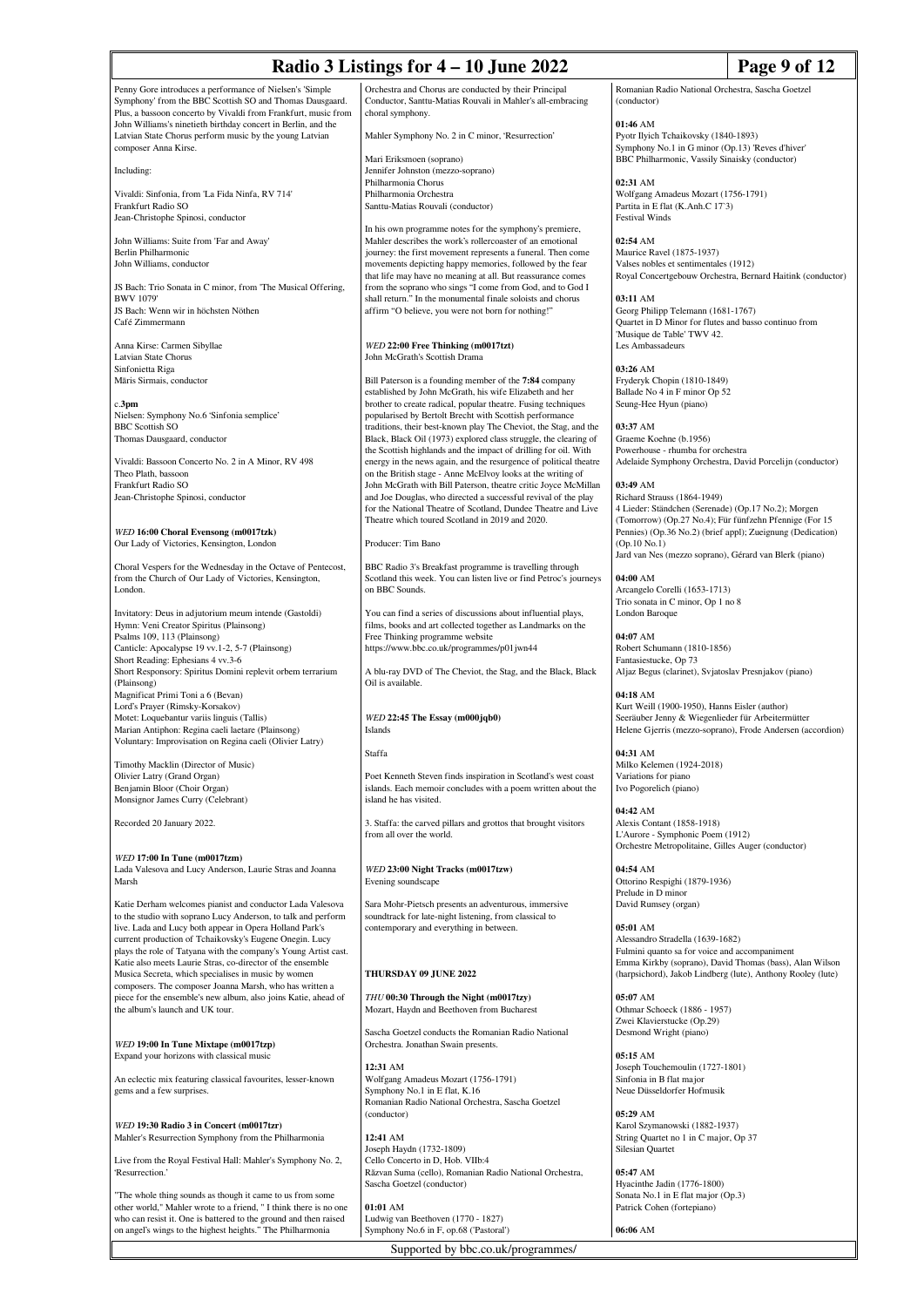Penny Gore introduces a performance of Nielsen's 'Simple Symphony' from the BBC Scottish SO and Thomas Dausgaard. Plus, a bassoon concerto by Vivaldi from Frankfurt, music from John Williams's ninetieth birthday concert in Berlin, and the Latvian State Chorus perform music by the young Latvian composer Anna Kirse.

Including:

Vivaldi: Sinfonia, from 'La Fida Ninfa, RV 714'
Frankfurt Radio SO
Jean-Christophe Spinosi, conductor

John Williams: Suite from 'Far and Away'
Berlin Philharmonic
John Williams, conductor

JS Bach: Trio Sonata in C minor, from 'The Musical Offering, BWV 1079'
JS Bach: Wenn wir in höchsten Nöthen
Café Zimmermann

Anna Kirse: Carmen Sibyllae
Latvian State Chorus
Sinfonietta Riga
Māris Sirmais, conductor

c.3pm
Nielsen: Symphony No.6 'Sinfonia semplice'
BBC Scottish SO
Thomas Dausgaard, conductor

Vivaldi: Bassoon Concerto No. 2 in A Minor, RV 498
Theo Plath, bassoon
Frankfurt Radio SO
Jean-Christophe Spinosi, conductor

*WED* **16:00 Choral Evensong (m0017tzk)**
Our Lady of Victories, Kensington, London

Choral Vespers for the Wednesday in the Octave of Pentecost, from the Church of Our Lady of Victories, Kensington, London.

Invitatory: Deus in adjutorium meum intende (Gastoldi)
Hymn: Veni Creator Spiritus (Plainsong)
Psalms 109, 113 (Plainsong)
Canticle: Apocalypse 19 vv.1-2, 5-7 (Plainsong)
Short Reading: Ephesians 4 vv.3-6
Short Responsory: Spiritus Domini replevit orbem terrarium (Plainsong)
Magnificat Primi Toni a 6 (Bevan)
Lord's Prayer (Rimsky-Korsakov)
Motet: Loquebantur variis linguis (Tallis)
Marian Antiphon: Regina caeli laetare (Plainsong)
Voluntary: Improvisation on Regina caeli (Olivier Latry)

Timothy Macklin (Director of Music)
Olivier Latry (Grand Organ)
Benjamin Bloor (Choir Organ)
Monsignor James Curry (Celebrant)

Recorded 20 January 2022.

*WED* **17:00 In Tune (m0017tzm)**
Lada Valesova and Lucy Anderson, Laurie Stras and Joanna Marsh

Katie Derham welcomes pianist and conductor Lada Valesova to the studio with soprano Lucy Anderson, to talk and perform live. Lada and Lucy both appear in Opera Holland Park's current production of Tchaikovsky's Eugene Onegin. Lucy plays the role of Tatyana with the company's Young Artist cast. Katie also meets Laurie Stras, co-director of the ensemble Musica Secreta, which specialises in music by women composers. The composer Joanna Marsh, who has written a piece for the ensemble's new album, also joins Katie, ahead of the album's launch and UK tour.

*WED* **19:00 In Tune Mixtape (m0017tzp)**
Expand your horizons with classical music

An eclectic mix featuring classical favourites, lesser-known gems and a few surprises.

*WED* **19:30 Radio 3 in Concert (m0017tzr)**
Mahler's Resurrection Symphony from the Philharmonia

Live from the Royal Festival Hall: Mahler's Symphony No. 2, 'Resurrection.'

"The whole thing sounds as though it came to us from some other world," Mahler wrote to a friend, " I think there is no one who can resist it. One is battered to the ground and then raised on angel's wings to the highest heights." The Philharmonia Orchestra and Chorus are conducted by their Principal Conductor, Santtu-Matias Rouvali in Mahler's all-embracing choral symphony.

Mahler Symphony No. 2 in C minor, 'Resurrection'

Mari Eriksmoen (soprano)
Jennifer Johnston (mezzo-soprano)
Philharmonia Chorus
Philharmonia Orchestra
Santtu-Matias Rouvali (conductor)

In his own programme notes for the symphony's premiere, Mahler describes the work's rollercoaster of an emotional journey: the first movement represents a funeral. Then come movements depicting happy memories, followed by the fear that life may have no meaning at all. But reassurance comes from the soprano who sings "I come from God, and to God I shall return." In the monumental finale soloists and chorus affirm "O believe, you were not born for nothing!"

*WED* **22:00 Free Thinking (m0017tzt)**
John McGrath's Scottish Drama

Bill Paterson is a founding member of the **7:84** company established by John McGrath, his wife Elizabeth and her brother to create radical, popular theatre. Fusing techniques popularised by Bertolt Brecht with Scottish performance traditions, their best-known play The Cheviot, the Stag, and the Black, Black Oil (1973) explored class struggle, the clearing of the Scottish highlands and the impact of drilling for oil. With energy in the news again, and the resurgence of political theatre on the British stage - Anne McElvoy looks at the writing of John McGrath with Bill Paterson, theatre critic Joyce McMillan and Joe Douglas, who directed a successful revival of the play for the National Theatre of Scotland, Dundee Theatre and Live Theatre which toured Scotland in 2019 and 2020.

Producer: Tim Bano

BBC Radio 3's Breakfast programme is travelling through Scotland this week. You can listen live or find Petroc's journeys on BBC Sounds.

You can find a series of discussions about influential plays, films, books and art collected together as Landmarks on the Free Thinking programme website https://www.bbc.co.uk/programmes/p01jwn44

A blu-ray DVD of The Cheviot, the Stag, and the Black, Black Oil is available.

*WED* **22:45 The Essay (m000jqb0)**
Islands

Staffa

Poet Kenneth Steven finds inspiration in Scotland's west coast islands. Each memoir concludes with a poem written about the island he has visited.

3. Staffa: the carved pillars and grottos that brought visitors from all over the world.

*WED* **23:00 Night Tracks (m0017tzw)**
Evening soundscape

Sara Mohr-Pietsch presents an adventurous, immersive soundtrack for late-night listening, from classical to contemporary and everything in between.

## THURSDAY 09 JUNE 2022

*THU* **00:30 Through the Night (m0017tzy)**
Mozart, Haydn and Beethoven from Bucharest

Sascha Goetzel conducts the Romanian Radio National Orchestra. Jonathan Swain presents.

**12:31** AM
Wolfgang Amadeus Mozart (1756-1791)
Symphony No.1 in E flat, K.16
Romanian Radio National Orchestra, Sascha Goetzel (conductor)

**12:41** AM
Joseph Haydn (1732-1809)
Cello Concerto in D, Hob. VIIb:4
Răzvan Suma (cello), Romanian Radio National Orchestra, Sascha Goetzel (conductor)

**01:01** AM
Ludwig van Beethoven (1770 - 1827)
Symphony No.6 in F, op.68 ('Pastoral')
Romanian Radio National Orchestra, Sascha Goetzel (conductor)

**01:46** AM
Pyotr Ilyich Tchaikovsky (1840-1893)
Symphony No.1 in G minor (Op.13) 'Reves d'hiver'
BBC Philharmonic, Vassily Sinaisky (conductor)

**02:31** AM
Wolfgang Amadeus Mozart (1756-1791)
Partita in E flat (K.Anh.C 17`3)
Festival Winds

**02:54** AM
Maurice Ravel (1875-1937)
Valses nobles et sentimentales (1912)
Royal Concertgebouw Orchestra, Bernard Haitink (conductor)

**03:11** AM
Georg Philipp Telemann (1681-1767)
Quartet in D Minor for flutes and basso continuo from 'Musique de Table' TWV 42.
Les Ambassadeurs

**03:26** AM
Fryderyk Chopin (1810-1849)
Ballade No 4 in F minor Op 52
Seung-Hee Hyun (piano)

**03:37** AM
Graeme Koehne (b.1956)
Powerhouse - rhumba for orchestra
Adelaide Symphony Orchestra, David Porcelijn (conductor)

**03:49** AM
Richard Strauss (1864-1949)
4 Lieder: Ständchen (Serenade) (Op.17 No.2); Morgen (Tomorrow) (Op.27 No.4); Für fünfzehn Pfennige (For 15 Pennies) (Op.36 No.2) (brief appl); Zueignung (Dedication) (Op.10 No.1)
Jard van Nes (mezzo soprano), Gérard van Blerk (piano)

**04:00** AM
Arcangelo Corelli (1653-1713)
Trio sonata in C minor, Op 1 no 8
London Baroque

**04:07** AM
Robert Schumann (1810-1856)
Fantasiestucke, Op 73
Aljaz Begus (clarinet), Svjatoslav Presnjakov (piano)

**04:18** AM
Kurt Weill (1900-1950), Hanns Eisler (author)
Seeräuber Jenny & Wiegenlieder für Arbeitermütter
Helene Gjerris (mezzo-soprano), Frode Andersen (accordion)

**04:31** AM
Milko Kelemen (1924-2018)
Variations for piano
Ivo Pogorelich (piano)

**04:42** AM
Alexis Contant (1858-1918)
L'Aurore - Symphonic Poem (1912)
Orchestre Metropolitaine, Gilles Auger (conductor)

**04:54** AM
Ottorino Respighi (1879-1936)
Prelude in D minor
David Rumsey (organ)

**05:01** AM
Alessandro Stradella (1639-1682)
Fulmini quanto sa for voice and accompaniment
Emma Kirkby (soprano), David Thomas (bass), Alan Wilson (harpsichord), Jakob Lindberg (lute), Anthony Rooley (lute)

**05:07** AM
Othmar Schoeck (1886 - 1957)
Zwei Klavierstucke (Op.29)
Desmond Wright (piano)

**05:15** AM
Joseph Touchemoulin (1727-1801)
Sinfonia in B flat major
Neue Düsseldorfer Hofmusik

**05:29** AM
Karol Szymanowski (1882-1937)
String Quartet no 1 in C major, Op 37
Silesian Quartet

**05:47** AM
Hyacinthe Jadin (1776-1800)
Sonata No.1 in E flat major (Op.3)
Patrick Cohen (fortepiano)

**06:06** AM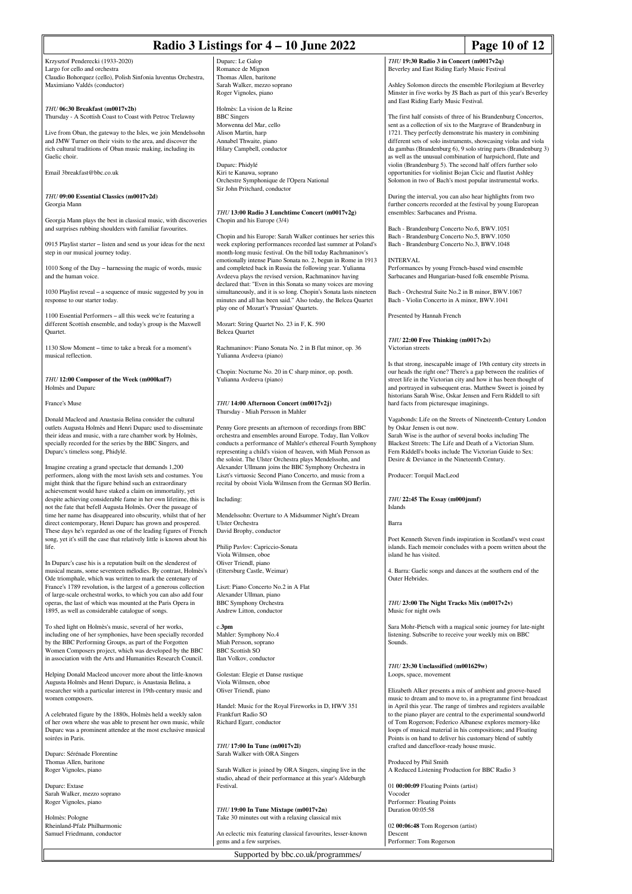Krzysztof Penderecki (1933-2020)
Largo for cello and orchestra
Claudio Bohorquez (cello), Polish Sinfonia Iuventus Orchestra, Maximiano Valdés (conductor)

### *THU* 06:30 Breakfast (m0017v2b)

Thursday - A Scottish Coast to Coast with Petroc Trelawny

Live from Oban, the gateway to the Isles, we join Mendelssohn and JMW Turner on their visits to the area, and discover the rich cultural traditions of Oban music making, including its Gaelic choir.

Email 3breakfast@bbc.co.uk

### *THU* 09:00 Essential Classics (m0017v2d)

Georgia Mann

Georgia Mann plays the best in classical music, with discoveries and surprises rubbing shoulders with familiar favourites.

0915 Playlist starter – listen and send us your ideas for the next step in our musical journey today.

1010 Song of the Day – harnessing the magic of words, music and the human voice.

1030 Playlist reveal – a sequence of music suggested by you in response to our starter today.

1100 Essential Performers – all this week we're featuring a different Scottish ensemble, and today's group is the Maxwell Quartet.

1130 Slow Moment – time to take a break for a moment's musical reflection.

### *THU* 12:00 Composer of the Week (m000knf7)

Holmès and Duparc

France's Muse

Donald Macleod and Anastasia Belina consider the cultural outlets Augusta Holmès and Henri Duparc used to disseminate their ideas and music, with a rare chamber work by Holmès, specially recorded for the series by the BBC Singers, and Duparc's timeless song, Phidylé.

Imagine creating a grand spectacle that demands 1,200 performers, along with the most lavish sets and costumes. You might think that the figure behind such an extraordinary achievement would have staked a claim on immortality, yet despite achieving considerable fame in her own lifetime, this is not the fate that befell Augusta Holmès. Over the passage of time her name has disappeared into obscurity, whilst that of her direct contemporary, Henri Duparc has grown and prospered. These days he's regarded as one of the leading figures of French song, yet it's still the case that relatively little is known about his life.

In Duparc's case his is a reputation built on the slenderest of musical means, some seventeen mélodies. By contrast, Holmès's Ode triomphale, which was written to mark the centenary of France's 1789 revolution, is the largest of a generous collection of large-scale orchestral works, to which you can also add four operas, the last of which was mounted at the Paris Opera in 1895, as well as considerable catalogue of songs.

To shed light on Holmès's music, several of her works, including one of her symphonies, have been specially recorded by the BBC Performing Groups, as part of the Forgotten Women Composers project, which was developed by the BBC in association with the Arts and Humanities Research Council.

Helping Donald Macleod uncover more about the little-known Augusta Holmès and Henri Duparc, is Anastasia Belina, a researcher with a particular interest in 19th-century music and women composers.

A celebrated figure by the 1880s, Holmès held a weekly salon of her own where she was able to present her own music, while Duparc was a prominent attendee at the most exclusive musical soirées in Paris.

Duparc: Sérénade Florentine
Thomas Allen, baritone
Roger Vignoles, piano

Duparc: Extase
Sarah Walker, mezzo soprano
Roger Vignoles, piano

Holmès: Pologne
Rheinland-Pfalz Philharmonic
Samuel Friedmann, conductor

Duparc: Le Galop
Romance de Mignon
Thomas Allen, baritone
Sarah Walker, mezzo soprano
Roger Vignoles, piano

Holmès: La vision de la Reine
BBC Singers
Morwenna del Mar, cello
Alison Martin, harp
Annabel Thwaite, piano
Hilary Campbell, conductor

Duparc: Phidylé
Kiri te Kanawa, soprano
Orchestre Symphonique de l'Opera National
Sir John Pritchard, conductor

### *THU* 13:00 Radio 3 Lunchtime Concert (m0017v2g)

Chopin and his Europe (3/4)

Chopin and his Europe: Sarah Walker continues her series this week exploring performances recorded last summer at Poland's month-long music festival. On the bill today Rachmaninov's emotionally intense Piano Sonata no. 2, begun in Rome in 1913 and completed back in Russia the following year. Yulianna Avdeeva plays the revised version, Rachmaninov having declared that: "Even in this Sonata so many voices are moving simultaneously, and it is so long. Chopin's Sonata lasts nineteen minutes and all has been said." Also today, the Belcea Quartet play one of Mozart's 'Prussian' Quartets.

Mozart: String Quartet No. 23 in F, K. 590
Belcea Quartet

Rachmaninov: Piano Sonata No. 2 in B flat minor, op. 36
Yulianna Avdeeva (piano)

Chopin: Nocturne No. 20 in C sharp minor, op. posth.
Yulianna Avdeeva (piano)

### *THU* 14:00 Afternoon Concert (m0017v2j)

Thursday - Miah Persson in Mahler

Penny Gore presents an afternoon of recordings from BBC orchestra and ensembles around Europe. Today, Ilan Volkov conducts a performance of Mahler's ethereal Fourth Symphony representing a child's vision of heaven, with Miah Persson as the soloist. The Ulster Orchestra plays Mendelssohn, and Alexander Ullmann joins the BBC Symphony Orchestra in Liszt's virtuosic Second Piano Concerto, and music from a recital by oboist Viola Wilmsen from the German SO Berlin.

Including:

Mendelssohn: Overture to A Midsummer Night's Dream
Ulster Orchestra
David Brophy, conductor

Philip Pavlov: Capriccio-Sonata
Viola Wilmsen, oboe
Oliver Triendl, piano
(Ettersburg Castle, Weimar)

Liszt: Piano Concerto No.2 in A Flat
Alexander Ullman, piano
BBC Symphony Orchestra
Andrew Litton, conductor

c.**3pm**
Mahler: Symphony No.4
Miah Persson, soprano
BBC Scottish SO
Ilan Volkov, conductor

Golestan: Elegie et Danse rustique
Viola Wilmsen, oboe
Oliver Triendl, piano

Handel: Music for the Royal Fireworks in D, HWV 351
Frankfurt Radio SO
Richard Egarr, conductor

### *THU* 17:00 In Tune (m0017v2l)

Sarah Walker with ORA Singers

Sarah Walker is joined by ORA Singers, singing live in the studio, ahead of their performance at this year's Aldeburgh Festival.

### *THU* 19:00 In Tune Mixtape (m0017v2n)

Take 30 minutes out with a relaxing classical mix

An eclectic mix featuring classical favourites, lesser-known gems and a few surprises.

### *THU* 19:30 Radio 3 in Concert (m0017v2q)

Beverley and East Riding Early Music Festival

Ashley Solomon directs the ensemble Florilegium at Beverley Minster in five works by JS Bach as part of this year's Beverley and East Riding Early Music Festival.

The first half consists of three of his Brandenburg Concertos, sent as a collection of six to the Margrave of Brandenburg in 1721. They perfectly demonstrate his mastery in combining different sets of solo instruments, showcasing violas and viola da gambas (Brandenburg 6), 9 solo string parts (Brandenburg 3) as well as the unusual combination of harpsichord, flute and violin (Brandenburg 5). The second half offers further solo opportunities for violinist Bojan Cicic and flautist Ashley Solomon in two of Bach's most popular instrumental works.

During the interval, you can also hear highlights from two further concerts recorded at the festival by young European ensembles: Sarbacanes and Prisma.

Bach - Brandenburg Concerto No.6, BWV.1051
Bach - Brandenburg Concerto No.5, BWV.1050
Bach - Brandenburg Concerto No.3, BWV.1048

INTERVAL
Performances by young French-based wind ensemble Sarbacanes and Hungarian-based folk ensemble Prisma.

Bach - Orchestral Suite No.2 in B minor, BWV.1067
Bach - Violin Concerto in A minor, BWV.1041

Presented by Hannah French

### *THU* 22:00 Free Thinking (m0017v2s)

Victorian streets

Is that strong, inescapable image of 19th century city streets in our heads the right one? There's a gap between the realities of street life in the Victorian city and how it has been thought of and portrayed in subsequent eras. Matthew Sweet is joined by historians Sarah Wise, Oskar Jensen and Fern Riddell to sift hard facts from picturesque imaginings.

Vagabonds: Life on the Streets of Nineteenth-Century London by Oskar Jensen is out now.
Sarah Wise is the author of several books including The Blackest Streets: The Life and Death of a Victorian Slum.
Fern Riddell's books include The Victorian Guide to Sex: Desire & Deviance in the Nineteenth Century.

Producer: Torquil MacLeod

### *THU* 22:45 The Essay (m000jnmf)

Islands

Barra

Poet Kenneth Steven finds inspiration in Scotland's west coast islands. Each memoir concludes with a poem written about the island he has visited.

4. Barra: Gaelic songs and dances at the southern end of the Outer Hebrides.

### *THU* 23:00 The Night Tracks Mix (m0017v2v)

Music for night owls

Sara Mohr-Pietsch with a magical sonic journey for late-night listening. Subscribe to receive your weekly mix on BBC Sounds.

### *THU* 23:30 Unclassified (m001629w)

Loops, space, movement

Elizabeth Alker presents a mix of ambient and groove-based music to dream and to move to, in a programme first broadcast in April this year. The range of timbres and registers available to the piano player are central to the experimental soundworld of Tom Rogerson; Federico Albanese explores memory-like loops of musical material in his compositions; and Floating Points is on hand to deliver his customary blend of subtly crafted and dancefloor-ready house music.

Produced by Phil Smith
A Reduced Listening Production for BBC Radio 3

01 **00:00:09** Floating Points (artist)
Vocoder
Performer: Floating Points
Duration 00:05:58

02 **00:06:48** Tom Rogerson (artist)
Descent
Performer: Tom Rogerson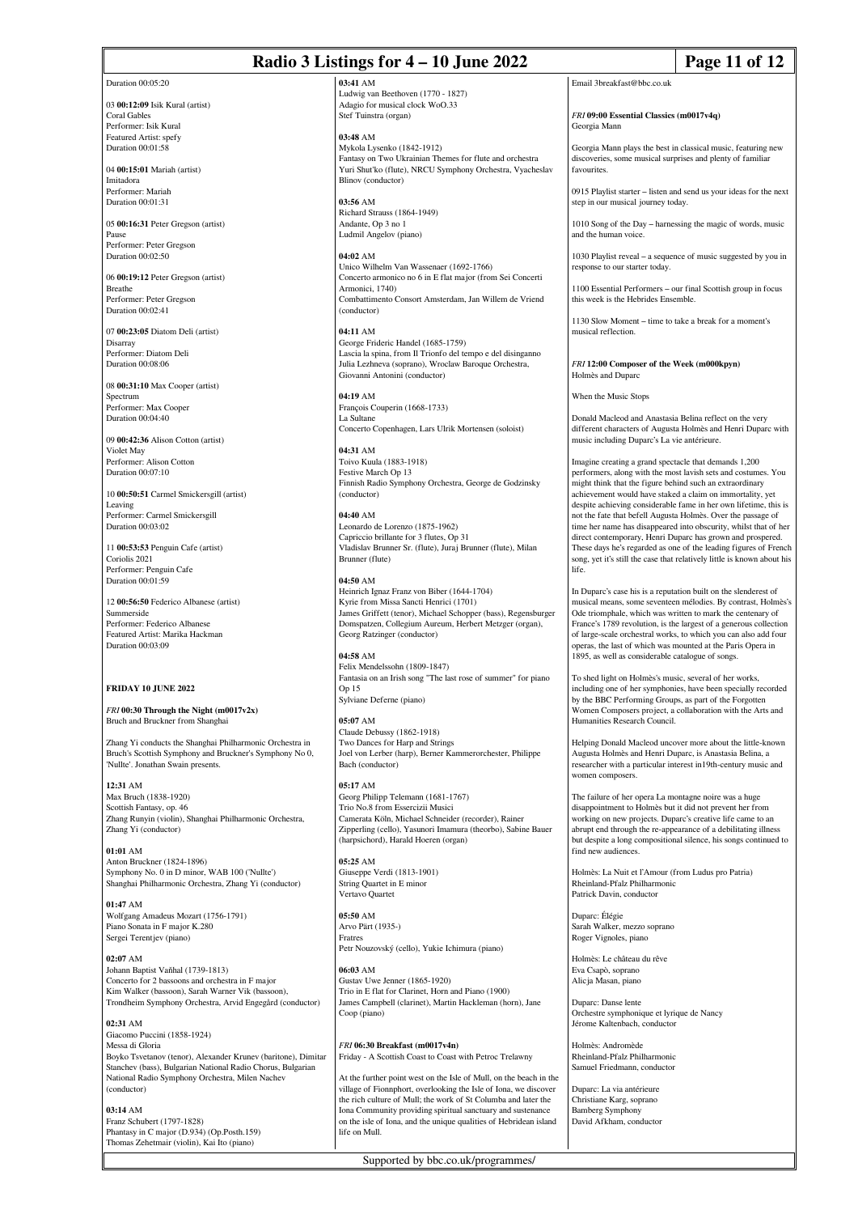Duration 00:05:20

03 **00:12:09** Isik Kural (artist)
Coral Gables
Performer: Isik Kural
Featured Artist: spefy
Duration 00:01:58

04 **00:15:01** Mariah (artist)
Imitadora
Performer: Mariah
Duration 00:01:31

05 **00:16:31** Peter Gregson (artist)
Pause
Performer: Peter Gregson
Duration 00:02:50

06 **00:19:12** Peter Gregson (artist)
Breathe
Performer: Peter Gregson
Duration 00:02:41

07 **00:23:05** Diatom Deli (artist)
Disarray
Performer: Diatom Deli
Duration 00:08:06

08 **00:31:10** Max Cooper (artist)
Spectrum
Performer: Max Cooper
Duration 00:04:40

09 **00:42:36** Alison Cotton (artist)
Violet May
Performer: Alison Cotton
Duration 00:07:10

10 **00:50:51** Carmel Smickersgill (artist)
Leaving
Performer: Carmel Smickersgill
Duration 00:03:02

11 **00:53:53** Penguin Cafe (artist)
Coriolis 2021
Performer: Penguin Cafe
Duration 00:01:59

12 **00:56:50** Federico Albanese (artist)
Summerside
Performer: Federico Albanese
Featured Artist: Marika Hackman
Duration 00:03:09

## FRIDAY 10 JUNE 2022

*FRI* **00:30 Through the Night (m0017v2x)**
Bruch and Bruckner from Shanghai

Zhang Yi conducts the Shanghai Philharmonic Orchestra in Bruch's Scottish Symphony and Bruckner's Symphony No 0, 'Nullte'. Jonathan Swain presents.

**12:31** AM
Max Bruch (1838-1920)
Scottish Fantasy, op. 46
Zhang Runyin (violin), Shanghai Philharmonic Orchestra, Zhang Yi (conductor)

**01:01** AM
Anton Bruckner (1824-1896)
Symphony No. 0 in D minor, WAB 100 ('Nullte')
Shanghai Philharmonic Orchestra, Zhang Yi (conductor)

**01:47** AM
Wolfgang Amadeus Mozart (1756-1791)
Piano Sonata in F major K.280
Sergei Terentjev (piano)

**02:07** AM
Johann Baptist Vaňhal (1739-1813)
Concerto for 2 bassoons and orchestra in F major
Kim Walker (bassoon), Sarah Warner Vik (bassoon), Trondheim Symphony Orchestra, Arvid Engegård (conductor)

**02:31** AM
Giacomo Puccini (1858-1924)
Messa di Gloria
Boyko Tsvetanov (tenor), Alexander Krunev (baritone), Dimitar Stanchev (bass), Bulgarian National Radio Chorus, Bulgarian National Radio Symphony Orchestra, Milen Nachev (conductor)

**03:14** AM
Franz Schubert (1797-1828)
Phantasy in C major (D.934) (Op.Posth.159)
Thomas Zehetmair (violin), Kai Ito (piano)

**03:41** AM
Ludwig van Beethoven (1770 - 1827)
Adagio for musical clock WoO.33
Stef Tuinstra (organ)

**03:48** AM
Mykola Lysenko (1842-1912)
Fantasy on Two Ukrainian Themes for flute and orchestra
Yuri Shut'ko (flute), NRCU Symphony Orchestra, Vyacheslav Blinov (conductor)

**03:56** AM
Richard Strauss (1864-1949)
Andante, Op 3 no 1
Ludmil Angelov (piano)

**04:02** AM
Unico Wilhelm Van Wassenaer (1692-1766)
Concerto armonico no 6 in E flat major (from Sei Concerti Armonici, 1740)
Combattimento Consort Amsterdam, Jan Willem de Vriend (conductor)

**04:11** AM
George Frideric Handel (1685-1759)
Lascia la spina, from Il Trionfo del tempo e del disinganno
Julia Lezhneva (soprano), Wroclaw Baroque Orchestra, Giovanni Antonini (conductor)

**04:19** AM
François Couperin (1668-1733)
La Sultane
Concerto Copenhagen, Lars Ulrik Mortensen (soloist)

**04:31** AM
Toivo Kuula (1883-1918)
Festive March Op 13
Finnish Radio Symphony Orchestra, George de Godzinsky (conductor)

**04:40** AM
Leonardo de Lorenzo (1875-1962)
Capriccio brillante for 3 flutes, Op 31
Vladislav Brunner Sr. (flute), Juraj Brunner (flute), Milan Brunner (flute)

**04:50** AM
Heinrich Ignaz Franz von Biber (1644-1704)
Kyrie from Missa Sancti Henrici (1701)
James Griffett (tenor), Michael Schopper (bass), Regensburger Domspatzen, Collegium Aureum, Herbert Metzger (organ), Georg Ratzinger (conductor)

**04:58** AM
Felix Mendelssohn (1809-1847)
Fantasia on an Irish song "The last rose of summer" for piano Op 15
Sylviane Deferne (piano)

**05:07** AM
Claude Debussy (1862-1918)
Two Dances for Harp and Strings
Joel von Lerber (harp), Berner Kammerorchester, Philippe Bach (conductor)

**05:17** AM
Georg Philipp Telemann (1681-1767)
Trio No.8 from Essercizii Musici
Camerata Köln, Michael Schneider (recorder), Rainer Zipperling (cello), Yasunori Imamura (theorbo), Sabine Bauer (harpsichord), Harald Hoeren (organ)

**05:25** AM
Giuseppe Verdi (1813-1901)
String Quartet in E minor
Vertavo Quartet

**05:50** AM
Arvo Pärt (1935-)
Fratres
Petr Nouzovský (cello), Yukie Ichimura (piano)

**06:03** AM
Gustav Uwe Jenner (1865-1920)
Trio in E flat for Clarinet, Horn and Piano (1900)
James Campbell (clarinet), Martin Hackleman (horn), Jane Coop (piano)

*FRI* **06:30 Breakfast (m0017v4n)**
Friday - A Scottish Coast to Coast with Petroc Trelawny

At the further point west on the Isle of Mull, on the beach in the village of Fionnphort, overlooking the Isle of Iona, we discover the rich culture of Mull; the work of St Columba and later the Iona Community providing spiritual sanctuary and sustenance on the isle of Iona, and the unique qualities of Hebridean island life on Mull.

Email 3breakfast@bbc.co.uk

*FRI* **09:00 Essential Classics (m0017v4q)**
Georgia Mann

Georgia Mann plays the best in classical music, featuring new discoveries, some musical surprises and plenty of familiar favourites.

0915 Playlist starter – listen and send us your ideas for the next step in our musical journey today.

1010 Song of the Day – harnessing the magic of words, music and the human voice.

1030 Playlist reveal – a sequence of music suggested by you in response to our starter today.

1100 Essential Performers – our final Scottish group in focus this week is the Hebrides Ensemble.

1130 Slow Moment – time to take a break for a moment's musical reflection.

*FRI* **12:00 Composer of the Week (m000kpyn)**
Holmès and Duparc

When the Music Stops

Donald Macleod and Anastasia Belina reflect on the very different characters of Augusta Holmès and Henri Duparc with music including Duparc's La vie antérieure.

Imagine creating a grand spectacle that demands 1,200 performers, along with the most lavish sets and costumes. You might think that the figure behind such an extraordinary achievement would have staked a claim on immortality, yet despite achieving considerable fame in her own lifetime, this is not the fate that befell Augusta Holmès. Over the passage of time her name has disappeared into obscurity, whilst that of her direct contemporary, Henri Duparc has grown and prospered. These days he's regarded as one of the leading figures of French song, yet it's still the case that relatively little is known about his life.

In Duparc's case his is a reputation built on the slenderest of musical means, some seventeen mélodies. By contrast, Holmès's Ode triomphale, which was written to mark the centenary of France's 1789 revolution, is the largest of a generous collection of large-scale orchestral works, to which you can also add four operas, the last of which was mounted at the Paris Opera in 1895, as well as considerable catalogue of songs.

To shed light on Holmès's music, several of her works, including one of her symphonies, have been specially recorded by the BBC Performing Groups, as part of the Forgotten Women Composers project, a collaboration with the Arts and Humanities Research Council.

Helping Donald Macleod uncover more about the little-known Augusta Holmès and Henri Duparc, is Anastasia Belina, a researcher with a particular interest in19th-century music and women composers.

The failure of her opera La montagne noire was a huge disappointment to Holmès but it did not prevent her from working on new projects. Duparc's creative life came to an abrupt end through the re-appearance of a debilitating illness but despite a long compositional silence, his songs continued to find new audiences.

Holmès: La Nuit et l'Amour (from Ludus pro Patria)
Rheinland-Pfalz Philharmonic
Patrick Davin, conductor

Duparc: Élégie
Sarah Walker, mezzo soprano
Roger Vignoles, piano

Holmès: Le château du rêve
Eva Csapò, soprano
Alicja Masan, piano

Duparc: Danse lente
Orchestre symphonique et lyrique de Nancy
Jérome Kaltenbach, conductor

Holmès: Andromède
Rheinland-Pfalz Philharmonic
Samuel Friedmann, conductor

Duparc: La via antérieure
Christiane Karg, soprano
Bamberg Symphony
David Afkham, conductor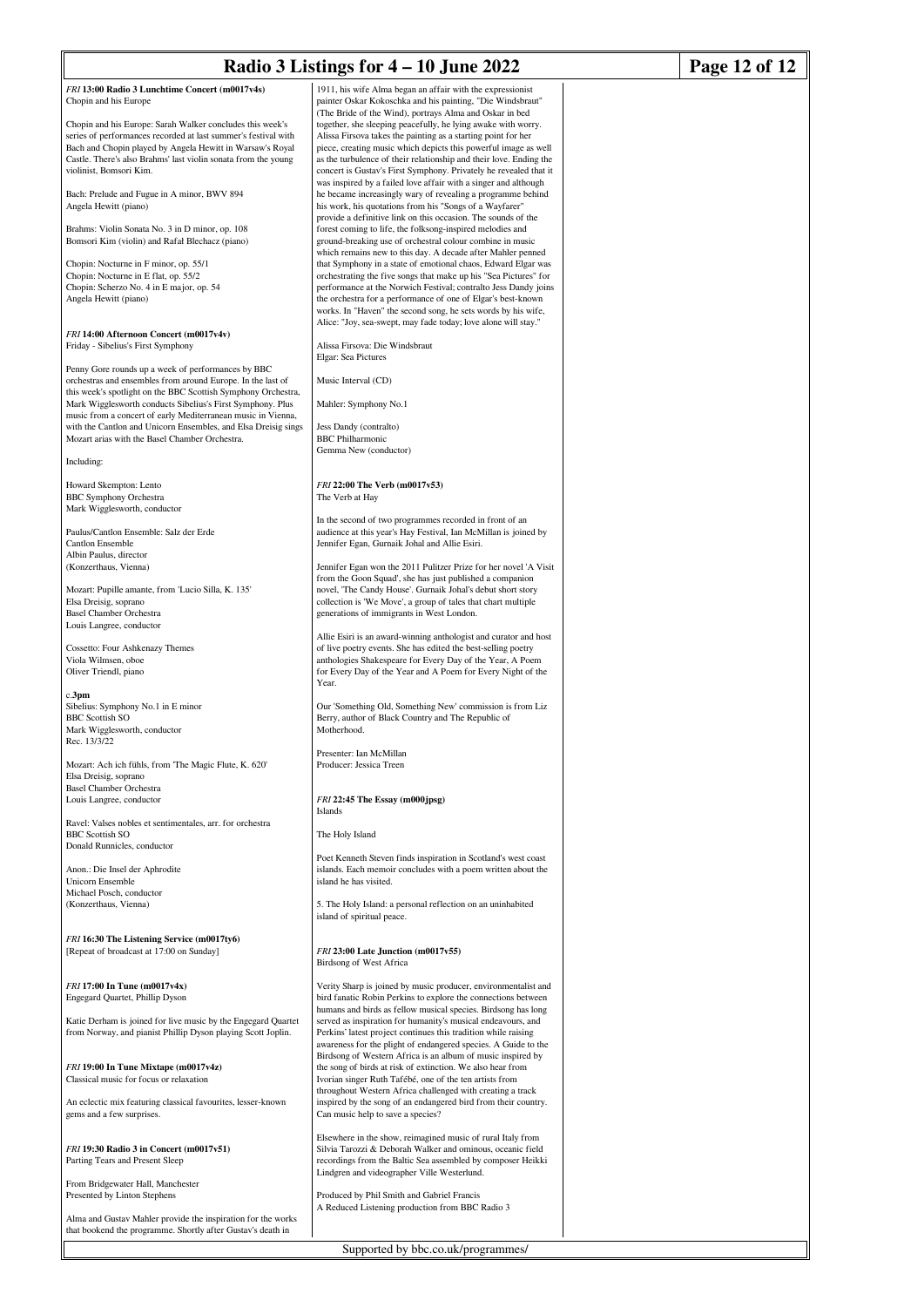### *FRI* **13:00 Radio 3 Lunchtime Concert (m0017v4s)**

Chopin and his Europe

Chopin and his Europe: Sarah Walker concludes this week's series of performances recorded at last summer's festival with Bach and Chopin played by Angela Hewitt in Warsaw's Royal Castle. There's also Brahms' last violin sonata from the young violinist, Bomsori Kim.

Bach: Prelude and Fugue in A minor, BWV 894
Angela Hewitt (piano)

Brahms: Violin Sonata No. 3 in D minor, op. 108
Bomsori Kim (violin) and Rafał Blechacz (piano)

Chopin: Nocturne in F minor, op. 55/1
Chopin: Nocturne in E flat, op. 55/2
Chopin: Scherzo No. 4 in E major, op. 54
Angela Hewitt (piano)

### *FRI* **14:00 Afternoon Concert (m0017v4v)**

Friday - Sibelius's First Symphony

Penny Gore rounds up a week of performances by BBC orchestras and ensembles from around Europe. In the last of this week's spotlight on the BBC Scottish Symphony Orchestra, Mark Wigglesworth conducts Sibelius's First Symphony. Plus music from a concert of early Mediterranean music in Vienna, with the Cantlon and Unicorn Ensembles, and Elsa Dreisig sings Mozart arias with the Basel Chamber Orchestra.

Including:

Howard Skempton: Lento
BBC Symphony Orchestra
Mark Wigglesworth, conductor

Paulus/Cantlon Ensemble: Salz der Erde
Cantlon Ensemble
Albin Paulus, director
(Konzerthaus, Vienna)

Mozart: Pupille amante, from 'Lucio Silla, K. 135'
Elsa Dreisig, soprano
Basel Chamber Orchestra
Louis Langree, conductor

Cossetto: Four Ashkenazy Themes
Viola Wilmsen, oboe
Oliver Triendl, piano

c.**3pm**
Sibelius: Symphony No.1 in E minor
BBC Scottish SO
Mark Wigglesworth, conductor
Rec. 13/3/22

Mozart: Ach ich fühls, from 'The Magic Flute, K. 620'
Elsa Dreisig, soprano
Basel Chamber Orchestra
Louis Langree, conductor

Ravel: Valses nobles et sentimentales, arr. for orchestra
BBC Scottish SO
Donald Runnicles, conductor

Anon.: Die Insel der Aphrodite
Unicorn Ensemble
Michael Posch, conductor
(Konzerthaus, Vienna)

### *FRI* **16:30 The Listening Service (m0017ty6)**

[Repeat of broadcast at 17:00 on Sunday]

### *FRI* **17:00 In Tune (m0017v4x)**

Engegard Quartet, Phillip Dyson

Katie Derham is joined for live music by the Engegard Quartet from Norway, and pianist Phillip Dyson playing Scott Joplin.

### *FRI* **19:00 In Tune Mixtape (m0017v4z)**

Classical music for focus or relaxation

An eclectic mix featuring classical favourites, lesser-known gems and a few surprises.

### *FRI* **19:30 Radio 3 in Concert (m0017v51)**

Parting Tears and Present Sleep

From Bridgewater Hall, Manchester
Presented by Linton Stephens

Alma and Gustav Mahler provide the inspiration for the works that bookend the programme. Shortly after Gustav's death in 1911, his wife Alma began an affair with the expressionist painter Oskar Kokoschka and his painting, "Die Windsbraut" (The Bride of the Wind), portrays Alma and Oskar in bed together, she sleeping peacefully, he lying awake with worry. Alissa Firsova takes the painting as a starting point for her piece, creating music which depicts this powerful image as well as the turbulence of their relationship and their love. Ending the concert is Gustav's First Symphony. Privately he revealed that it was inspired by a failed love affair with a singer and although he became increasingly wary of revealing a programme behind his work, his quotations from his "Songs of a Wayfarer" provide a definitive link on this occasion. The sounds of the forest coming to life, the folksong-inspired melodies and ground-breaking use of orchestral colour combine in music which remains new to this day. A decade after Mahler penned that Symphony in a state of emotional chaos, Edward Elgar was orchestrating the five songs that make up his "Sea Pictures" for performance at the Norwich Festival; contralto Jess Dandy joins the orchestra for a performance of one of Elgar's best-known works. In "Haven" the second song, he sets words by his wife, Alice: "Joy, sea-swept, may fade today; love alone will stay."

Alissa Firsova: Die Windsbraut
Elgar: Sea Pictures

Music Interval (CD)

Mahler: Symphony No.1

Jess Dandy (contralto)
BBC Philharmonic
Gemma New (conductor)

### *FRI* **22:00 The Verb (m0017v53)**

The Verb at Hay

In the second of two programmes recorded in front of an audience at this year's Hay Festival, Ian McMillan is joined by Jennifer Egan, Gurnaik Johal and Allie Esiri.

Jennifer Egan won the 2011 Pulitzer Prize for her novel 'A Visit from the Goon Squad', she has just published a companion novel, 'The Candy House'. Gurnaik Johal's debut short story collection is 'We Move', a group of tales that chart multiple generations of immigrants in West London.

Allie Esiri is an award-winning anthologist and curator and host of live poetry events. She has edited the best-selling poetry anthologies Shakespeare for Every Day of the Year, A Poem for Every Day of the Year and A Poem for Every Night of the Year.

Our 'Something Old, Something New' commission is from Liz Berry, author of Black Country and The Republic of Motherhood.

Presenter: Ian McMillan
Producer: Jessica Treen

### *FRI* **22:45 The Essay (m000jpsg)**

Islands

The Holy Island

Poet Kenneth Steven finds inspiration in Scotland's west coast islands. Each memoir concludes with a poem written about the island he has visited.

5. The Holy Island: a personal reflection on an uninhabited island of spiritual peace.

### *FRI* **23:00 Late Junction (m0017v55)**

Birdsong of West Africa

Verity Sharp is joined by music producer, environmentalist and bird fanatic Robin Perkins to explore the connections between humans and birds as fellow musical species. Birdsong has long served as inspiration for humanity's musical endeavours, and Perkins' latest project continues this tradition while raising awareness for the plight of endangered species. A Guide to the Birdsong of Western Africa is an album of music inspired by the song of birds at risk of extinction. We also hear from Ivorian singer Ruth Tafébé, one of the ten artists from throughout Western Africa challenged with creating a track inspired by the song of an endangered bird from their country. Can music help to save a species?

Elsewhere in the show, reimagined music of rural Italy from Silvia Tarozzi & Deborah Walker and ominous, oceanic field recordings from the Baltic Sea assembled by composer Heikki Lindgren and videographer Ville Westerlund.

Produced by Phil Smith and Gabriel Francis
A Reduced Listening production from BBC Radio 3